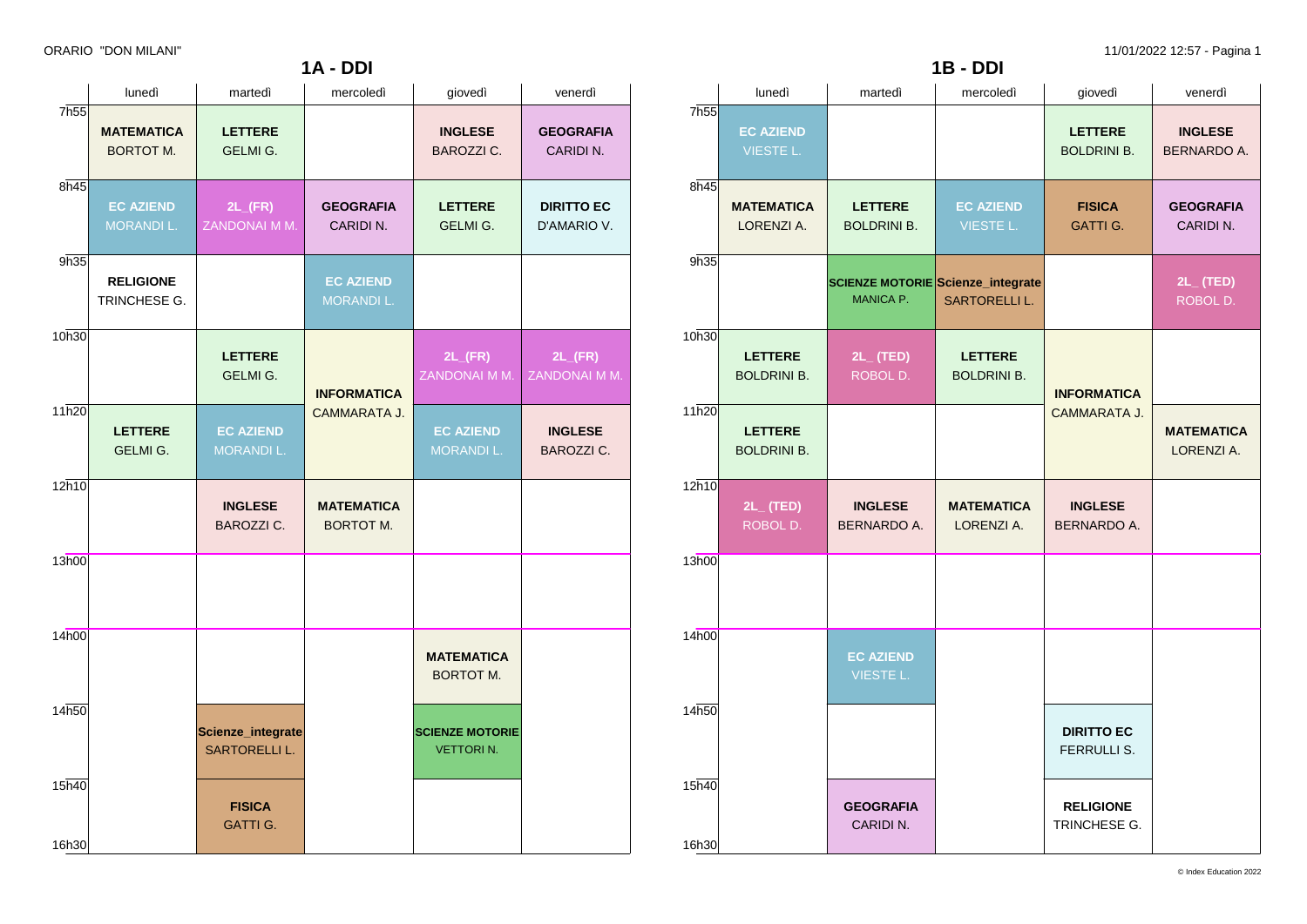ORARIO "DON MILANI"

## 1A - DDI

| | lunedì | martedì | mercoledì | giovedì | venerdì |
|---|---|---|---|---|---|
| 7h55 | **MATEMATICA** BORTOT M. | **LETTERE** GELMI G. | | **INGLESE** BAROZZI C. | **GEOGRAFIA** CARIDI N. |
| 8h45 | **EC AZIEND** MORANDI L. | **2L_(FR)** ZANDONAI M M. | **GEOGRAFIA** CARIDI N. | **LETTERE** GELMI G. | **DIRITTO EC** D'AMARIO V. |
| 9h35 | **RELIGIONE** TRINCHESE G. | | **EC AZIEND** MORANDI L. | | |
| 10h30 | | **LETTERE** GELMI G. | **INFORMATICA** CAMMARATA J. | **2L_(FR)** ZANDONAI M M. | **2L_(FR)** ZANDONAI M M. |
| 11h20 | **LETTERE** GELMI G. | **EC AZIEND** MORANDI L. | **INFORMATICA** CAMMARATA J. | **EC AZIEND** MORANDI L. | **INGLESE** BAROZZI C. |
| 12h10 | | **INGLESE** BAROZZI C. | **MATEMATICA** BORTOT M. | | |
| 13h00 | | | | | |
| 14h00 | | | | **MATEMATICA** BORTOT M. | |
| 14h50 | | **Scienze_integrate** SARTORELLI L. | | **SCIENZE MOTORIE** VETTORI N. | |
| 15h40–16h30 | | **FISICA** GATTI G. | | | |

## 1B - DDI

| | lunedì | martedì | mercoledì | giovedì | venerdì |
|---|---|---|---|---|---|
| 7h55 | **EC AZIEND** VIESTE L. | | | **LETTERE** BOLDRINI B. | **INGLESE** BERNARDO A. |
| 8h45 | **MATEMATICA** LORENZI A. | **LETTERE** BOLDRINI B. | **EC AZIEND** VIESTE L. | **FISICA** GATTI G. | **GEOGRAFIA** CARIDI N. |
| 9h35 | | **SCIENZE MOTORIE** MANICA P. | **Scienze_integrate** SARTORELLI L. | | **2L_ (TED)** ROBOL D. |
| 10h30 | **LETTERE** BOLDRINI B. | **2L_ (TED)** ROBOL D. | **LETTERE** BOLDRINI B. | **INFORMATICA** CAMMARATA J. | |
| 11h20 | **LETTERE** BOLDRINI B. | | | **INFORMATICA** CAMMARATA J. | **MATEMATICA** LORENZI A. |
| 12h10 | **2L_ (TED)** ROBOL D. | **INGLESE** BERNARDO A. | **MATEMATICA** LORENZI A. | **INGLESE** BERNARDO A. | |
| 13h00 | | | | | |
| 14h00 | | **EC AZIEND** VIESTE L. | | | |
| 14h50 | | | | **DIRITTO EC** FERRULLI S. | |
| 15h40–16h30 | | **GEOGRAFIA** CARIDI N. | | **RELIGIONE** TRINCHESE G. | |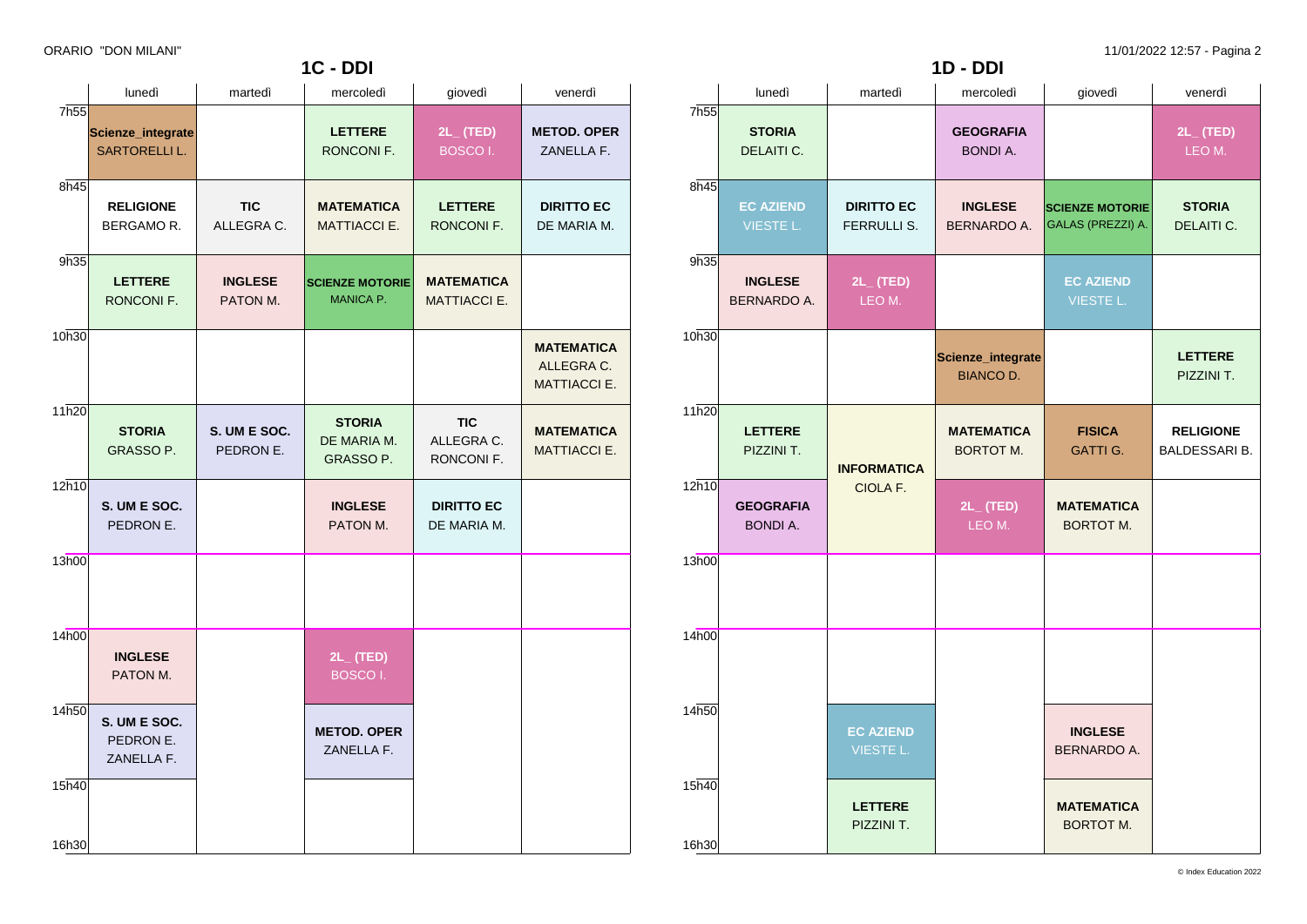ORARIO "DON MILANI"

## 1C - DDI

| | lunedì | martedì | mercoledì | giovedì | venerdì |
|---|---|---|---|---|---|
| 7h55 | **Scienze_integrate** SARTORELLI L. | | **LETTERE** RONCONI F. | **2L_ (TED)** BOSCO I. | **METOD. OPER** ZANELLA F. |
| 8h45 | **RELIGIONE** BERGAMO R. | **TIC** ALLEGRA C. | **MATEMATICA** MATTIACCI E. | **LETTERE** RONCONI F. | **DIRITTO EC** DE MARIA M. |
| 9h35 | **LETTERE** RONCONI F. | **INGLESE** PATON M. | **SCIENZE MOTORIE** MANICA P. | **MATEMATICA** MATTIACCI E. | |
| 10h30 | | | | | **MATEMATICA** ALLEGRA C. MATTIACCI E. |
| 11h20 | **STORIA** GRASSO P. | **S. UM E SOC.** PEDRON E. | **STORIA** DE MARIA M. GRASSO P. | **TIC** ALLEGRA C. RONCONI F. | **MATEMATICA** MATTIACCI E. |
| 12h10 | **S. UM E SOC.** PEDRON E. | | **INGLESE** PATON M. | **DIRITTO EC** DE MARIA M. | |
| 13h00 | | | | | |
| 14h00 | **INGLESE** PATON M. | | **2L_ (TED)** BOSCO I. | | |
| 14h50 | **S. UM E SOC.** PEDRON E. ZANELLA F. | | **METOD. OPER** ZANELLA F. | | |
| 15h40 | | | | | |
| 16h30 | | | | | |

## 1D - DDI

| | lunedì | martedì | mercoledì | giovedì | venerdì |
|---|---|---|---|---|---|
| 7h55 | **STORIA** DELAITI C. | | **GEOGRAFIA** BONDI A. | | **2L_ (TED)** LEO M. |
| 8h45 | **EC AZIEND** VIESTE L. | **DIRITTO EC** FERRULLI S. | **INGLESE** BERNARDO A. | **SCIENZE MOTORIE** GALAS (PREZZI) A. | **STORIA** DELAITI C. |
| 9h35 | **INGLESE** BERNARDO A. | **2L_ (TED)** LEO M. | | **EC AZIEND** VIESTE L. | |
| 10h30 | | | **Scienze_integrate** BIANCO D. | | **LETTERE** PIZZINI T. |
| 11h20 | **LETTERE** PIZZINI T. | **INFORMATICA** CIOLA F. | **MATEMATICA** BORTOT M. | **FISICA** GATTI G. | **RELIGIONE** BALDESSARI B. |
| 12h10 | **GEOGRAFIA** BONDI A. | **INFORMATICA** CIOLA F. | **2L_ (TED)** LEO M. | **MATEMATICA** BORTOT M. | |
| 13h00 | | | | | |
| 14h00 | | | | | |
| 14h50 | | **EC AZIEND** VIESTE L. | | **INGLESE** BERNARDO A. | |
| 15h40 | | **LETTERE** PIZZINI T. | | **MATEMATICA** BORTOT M. | |
| 16h30 | | | | | |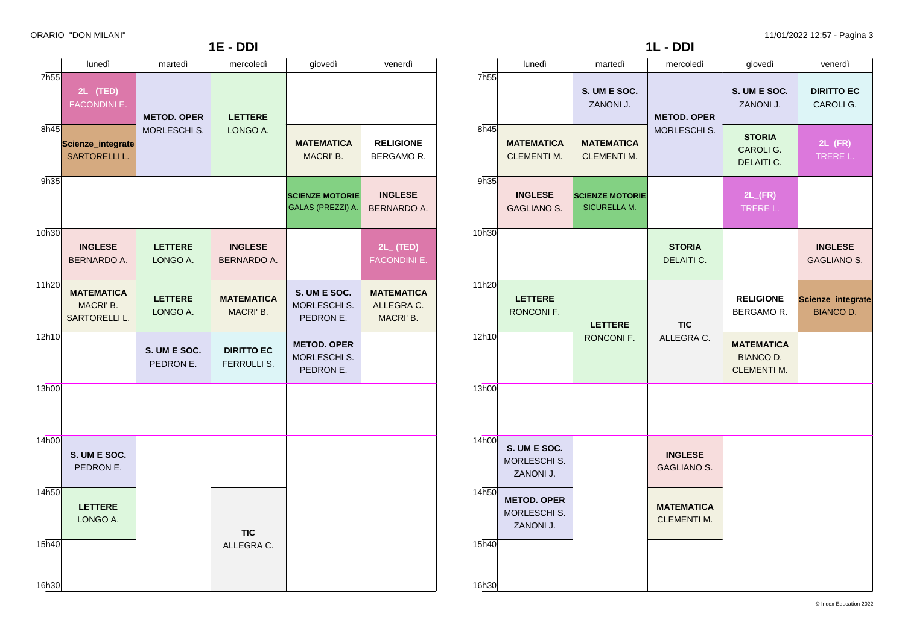ORARIO "DON MILANI"

11/01/2022 12:57

## 1E - DDI

| | lunedì | martedì | mercoledì | giovedì | venerdì |
|---|---|---|---|---|---|
| 7h55 | **2L_ (TED)** FACONDINI E. | **METOD. OPER** MORLESCHI S. | **LETTERE** LONGO A. | | |
| 8h45 | **Scienze_integrate** SARTORELLI L. | | | **MATEMATICA** MACRI' B. | **RELIGIONE** BERGAMO R. |
| 9h35 | | | | **SCIENZE MOTORIE** GALAS (PREZZI) A. | **INGLESE** BERNARDO A. |
| 10h30 | **INGLESE** BERNARDO A. | **LETTERE** LONGO A. | **INGLESE** BERNARDO A. | | **2L_ (TED)** FACONDINI E. |
| 11h20 | **MATEMATICA** MACRI' B. SARTORELLI L. | **LETTERE** LONGO A. | **MATEMATICA** MACRI' B. | **S. UM E SOC.** MORLESCHI S. PEDRON E. | **MATEMATICA** ALLEGRA C. MACRI' B. |
| 12h10 | | **S. UM E SOC.** PEDRON E. | **DIRITTO EC** FERRULLI S. | **METOD. OPER** MORLESCHI S. PEDRON E. | |
| 13h00 | | | | | |
| 14h00 | **S. UM E SOC.** PEDRON E. | | | | |
| 14h50 | **LETTERE** LONGO A. | | **TIC** ALLEGRA C. | | |
| 15h40 | | | | | |
| 16h30 | | | | | |

## 1L - DDI

| | lunedì | martedì | mercoledì | giovedì | venerdì |
|---|---|---|---|---|---|
| 7h55 | | **S. UM E SOC.** ZANONI J. | **METOD. OPER** MORLESCHI S. | **S. UM E SOC.** ZANONI J. | **DIRITTO EC** CAROLI G. |
| 8h45 | **MATEMATICA** CLEMENTI M. | **MATEMATICA** CLEMENTI M. | | **STORIA** CAROLI G. DELAITI C. | **2L_(FR)** TRERE L. |
| 9h35 | **INGLESE** GAGLIANO S. | **SCIENZE MOTORIE** SICURELLA M. | | **2L_(FR)** TRERE L. | |
| 10h30 | | | **STORIA** DELAITI C. | | **INGLESE** GAGLIANO S. |
| 11h20 | **LETTERE** RONCONI F. | **LETTERE** RONCONI F. | **TIC** ALLEGRA C. | **RELIGIONE** BERGAMO R. | **Scienze_integrate** BIANCO D. |
| 12h10 | | | | **MATEMATICA** BIANCO D. CLEMENTI M. | |
| 13h00 | | | | | |
| 14h00 | **S. UM E SOC.** MORLESCHI S. ZANONI J. | | **INGLESE** GAGLIANO S. | | |
| 14h50 | **METOD. OPER** MORLESCHI S. ZANONI J. | | **MATEMATICA** CLEMENTI M. | | |
| 15h40 | | | | | |
| 16h30 | | | | | |

© Index Education 2022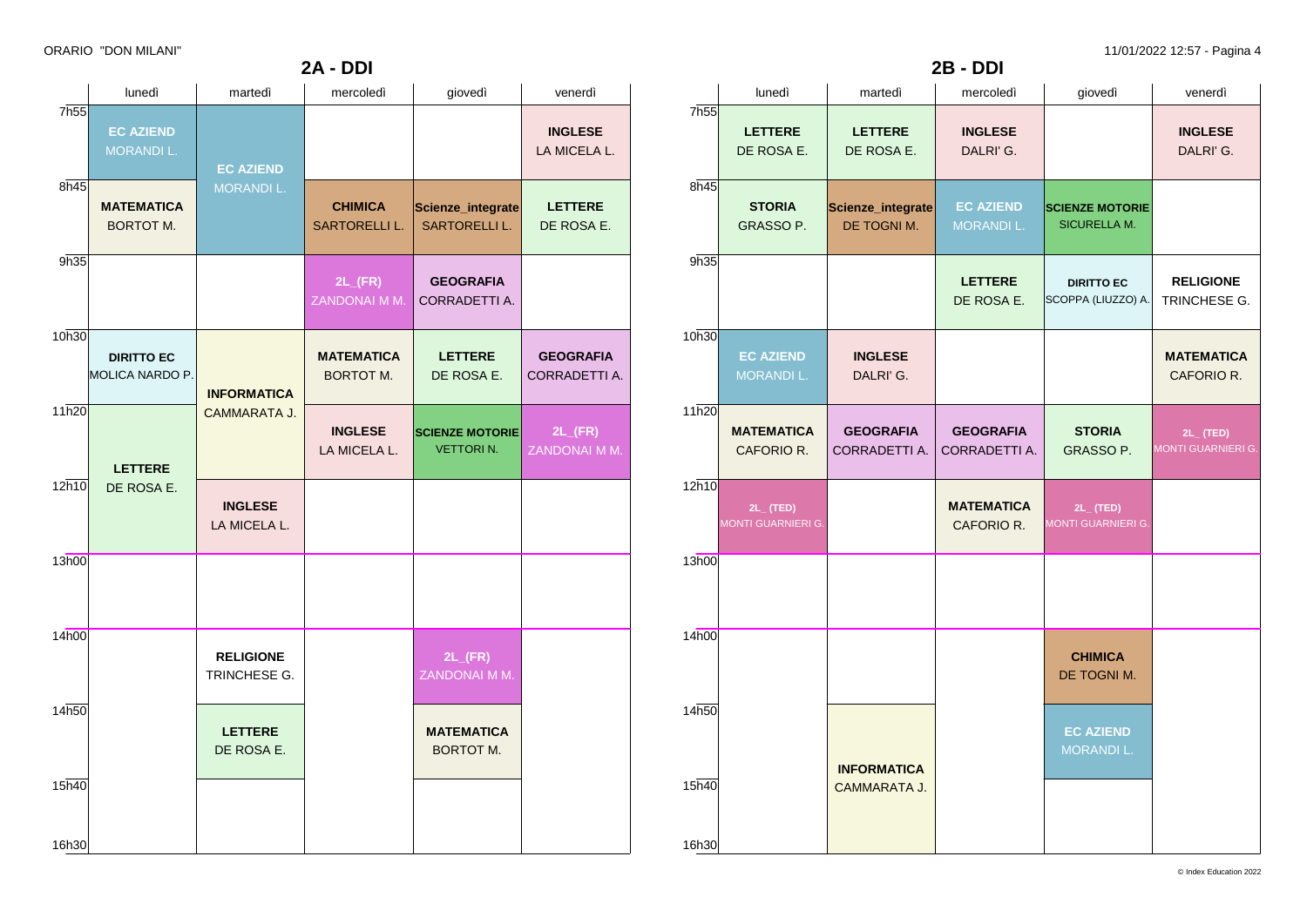ORARIO "DON MILANI"

## 2A - DDI

| | lunedì | martedì | mercoledì | giovedì | venerdì |
|---|---|---|---|---|---|
| 7h55 | **EC AZIEND** MORANDI L. | **EC AZIEND** MORANDI L. | | | **INGLESE** LA MICELA L. |
| 8h45 | **MATEMATICA** BORTOT M. | **EC AZIEND** MORANDI L. | **CHIMICA** SARTORELLI L. | **Scienze_integrate** SARTORELLI L. | **LETTERE** DE ROSA E. |
| 9h35 | | | **2L_(FR)** ZANDONAI M M. | **GEOGRAFIA** CORRADETTI A. | |
| 10h30 | **DIRITTO EC** MOLICA NARDO P. | **INFORMATICA** CAMMARATA J. | **MATEMATICA** BORTOT M. | **LETTERE** DE ROSA E. | **GEOGRAFIA** CORRADETTI A. |
| 11h20 | **LETTERE** DE ROSA E. | **INFORMATICA** CAMMARATA J. | **INGLESE** LA MICELA L. | **SCIENZE MOTORIE** VETTORI N. | **2L_(FR)** ZANDONAI M M. |
| 12h10 | **LETTERE** DE ROSA E. | **INGLESE** LA MICELA L. | | | |
| 13h00 | | | | | |
| 14h00 | | **RELIGIONE** TRINCHESE G. | | **2L_(FR)** ZANDONAI M M. | |
| 14h50 | | **LETTERE** DE ROSA E. | | **MATEMATICA** BORTOT M. | |
| 15h40 | | | | | |
| 16h30 | | | | | |

## 2B - DDI

| | lunedì | martedì | mercoledì | giovedì | venerdì |
|---|---|---|---|---|---|
| 7h55 | **LETTERE** DE ROSA E. | **LETTERE** DE ROSA E. | **INGLESE** DALRI' G. | | **INGLESE** DALRI' G. |
| 8h45 | **STORIA** GRASSO P. | **Scienze_integrate** DE TOGNI M. | **EC AZIEND** MORANDI L. | **SCIENZE MOTORIE** SICURELLA M. | |
| 9h35 | | | **LETTERE** DE ROSA E. | **DIRITTO EC** SCOPPA (LIUZZO) A. | **RELIGIONE** TRINCHESE G. |
| 10h30 | **EC AZIEND** MORANDI L. | **INGLESE** DALRI' G. | | | **MATEMATICA** CAFORIO R. |
| 11h20 | **MATEMATICA** CAFORIO R. | **GEOGRAFIA** CORRADETTI A. | **GEOGRAFIA** CORRADETTI A. | **STORIA** GRASSO P. | **2L_(TED)** MONTI GUARNIERI G. |
| 12h10 | **2L_(TED)** MONTI GUARNIERI G. | | **MATEMATICA** CAFORIO R. | **2L_(TED)** MONTI GUARNIERI G. | |
| 13h00 | | | | | |
| 14h00 | | | | **CHIMICA** DE TOGNI M. | |
| 14h50 | | **INFORMATICA** CAMMARATA J. | | **EC AZIEND** MORANDI L. | |
| 15h40 | | **INFORMATICA** CAMMARATA J. | | | |
| 16h30 | | | | | |

© Index Education 2022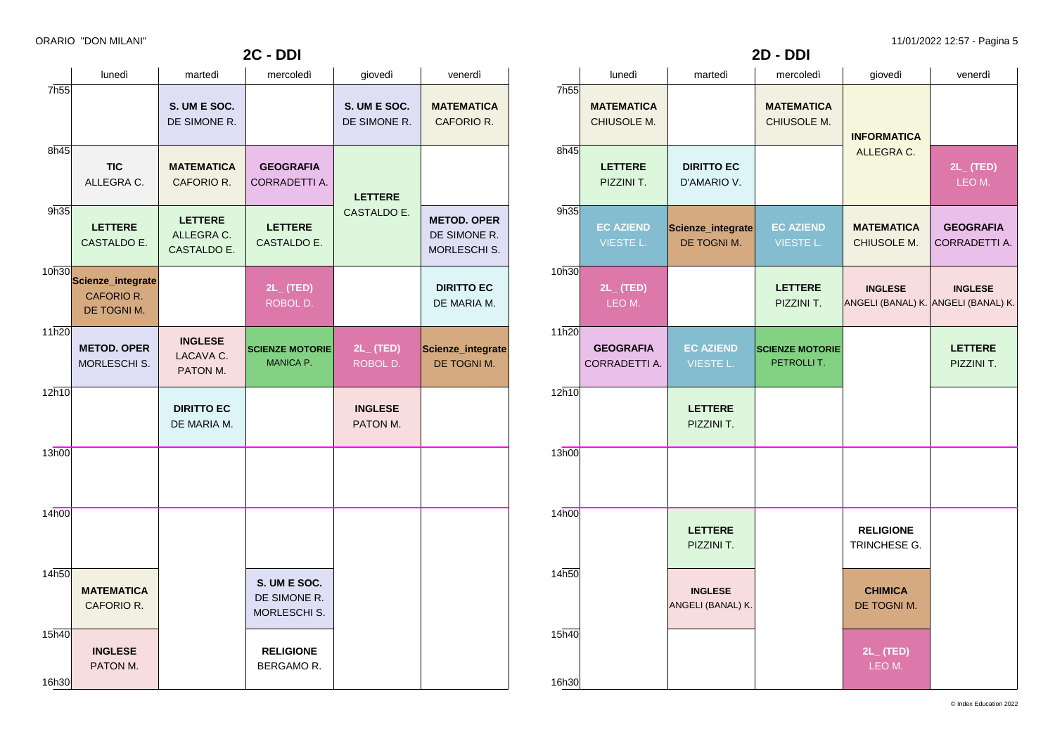ORARIO "DON MILANI"

## 2C - DDI

| | lunedì | martedì | mercoledì | giovedì | venerdì |
|---|---|---|---|---|---|
| 7h55 | | **S. UM E SOC.** DE SIMONE R. | | **S. UM E SOC.** DE SIMONE R. | **MATEMATICA** CAFORIO R. |
| 8h45 | **TIC** ALLEGRA C. | **MATEMATICA** CAFORIO R. | **GEOGRAFIA** CORRADETTI A. | **LETTERE** CASTALDO E. | |
| 9h35 | **LETTERE** CASTALDO E. | **LETTERE** ALLEGRA C. CASTALDO E. | **LETTERE** CASTALDO E. | **LETTERE** CASTALDO E. | **METOD. OPER** DE SIMONE R. MORLESCHI S. |
| 10h30 | **Scienze_integrate** CAFORIO R. DE TOGNI M. | | **2L_ (TED)** ROBOL D. | | **DIRITTO EC** DE MARIA M. |
| 11h20 | **METOD. OPER** MORLESCHI S. | **INGLESE** LACAVA C. PATON M. | **SCIENZE MOTORIE** MANICA P. | **2L_ (TED)** ROBOL D. | **Scienze_integrate** DE TOGNI M. |
| 12h10 | | **DIRITTO EC** DE MARIA M. | | **INGLESE** PATON M. | |
| 13h00 | | | | | |
| 14h00 | | | | | |
| 14h50 | **MATEMATICA** CAFORIO R. | | **S. UM E SOC.** DE SIMONE R. MORLESCHI S. | | |
| 15h40 | **INGLESE** PATON M. | | **RELIGIONE** BERGAMO R. | | |
| 16h30 | | | | | |

## 2D - DDI

| | lunedì | martedì | mercoledì | giovedì | venerdì |
|---|---|---|---|---|---|
| 7h55 | **MATEMATICA** CHIUSOLE M. | | **MATEMATICA** CHIUSOLE M. | **INFORMATICA** ALLEGRA C. | |
| 8h45 | **LETTERE** PIZZINI T. | **DIRITTO EC** D'AMARIO V. | | **INFORMATICA** ALLEGRA C. | **2L_ (TED)** LEO M. |
| 9h35 | **EC AZIEND** VIESTE L. | **Scienze_integrate** DE TOGNI M. | **EC AZIEND** VIESTE L. | **MATEMATICA** CHIUSOLE M. | **GEOGRAFIA** CORRADETTI A. |
| 10h30 | **2L_ (TED)** LEO M. | | **LETTERE** PIZZINI T. | **INGLESE** ANGELI (BANAL) K. | **INGLESE** ANGELI (BANAL) K. |
| 11h20 | **GEOGRAFIA** CORRADETTI A. | **EC AZIEND** VIESTE L. | **SCIENZE MOTORIE** PETROLLI T. | | **LETTERE** PIZZINI T. |
| 12h10 | | **LETTERE** PIZZINI T. | | | |
| 13h00 | | | | | |
| 14h00 | | **LETTERE** PIZZINI T. | | **RELIGIONE** TRINCHESE G. | |
| 14h50 | | **INGLESE** ANGELI (BANAL) K. | | **CHIMICA** DE TOGNI M. | |
| 15h40 | | | | **2L_ (TED)** LEO M. | |
| 16h30 | | | | | |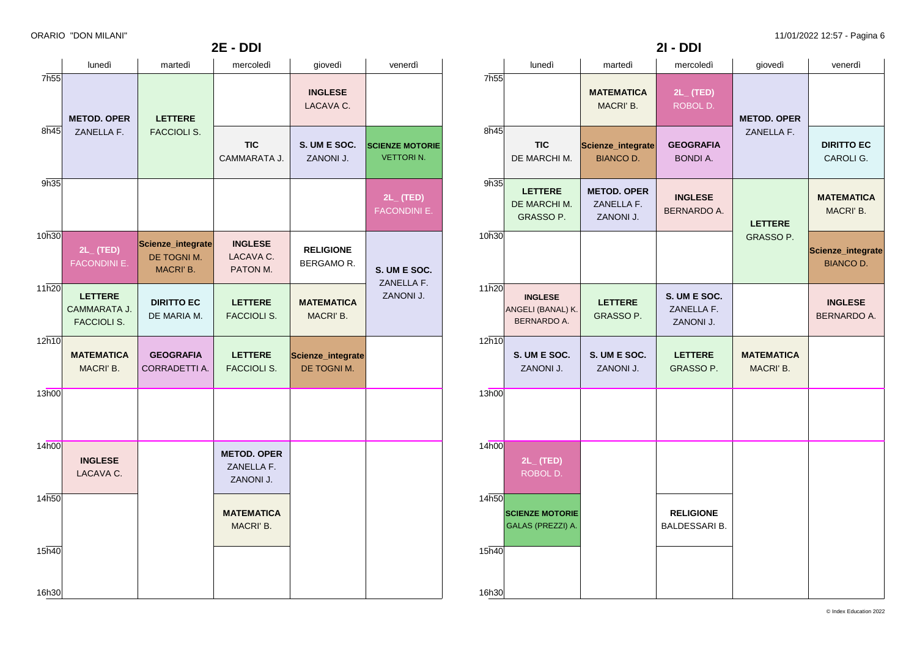ORARIO "DON MILANI"

## 2E - DDI

| | lunedì | martedì | mercoledì | giovedì | venerdì |
|---|---|---|---|---|---|
| 7h55 | **METOD. OPER** ZANELLA F. | **LETTERE** FACCIOLI S. | | **INGLESE** LACAVA C. | |
| 8h45 | **METOD. OPER** ZANELLA F. | **LETTERE** FACCIOLI S. | **TIC** CAMMARATA J. | **S. UM E SOC.** ZANONI J. | **SCIENZE MOTORIE** VETTORI N. |
| 9h35 | | | | | **2L_ (TED)** FACONDINI E. |
| 10h30 | **2L_ (TED)** FACONDINI E. | **Scienze_integrate** DE TOGNI M. MACRI' B. | **INGLESE** LACAVA C. PATON M. | **RELIGIONE** BERGAMO R. | **S. UM E SOC.** ZANELLA F. ZANONI J. |
| 11h20 | **LETTERE** CAMMARATA J. FACCIOLI S. | **DIRITTO EC** DE MARIA M. | **LETTERE** FACCIOLI S. | **MATEMATICA** MACRI' B. | **S. UM E SOC.** ZANELLA F. ZANONI J. |
| 12h10 | **MATEMATICA** MACRI' B. | **GEOGRAFIA** CORRADETTI A. | **LETTERE** FACCIOLI S. | **Scienze_integrate** DE TOGNI M. | |
| 13h00 | | | | | |
| 14h00 | **INGLESE** LACAVA C. | | **METOD. OPER** ZANELLA F. ZANONI J. | | |
| 14h50 | | | **MATEMATICA** MACRI' B. | | |
| 15h40 | | | | | |
| 16h30 | | | | | |

## 2I - DDI

| | lunedì | martedì | mercoledì | giovedì | venerdì |
|---|---|---|---|---|---|
| 7h55 | | **MATEMATICA** MACRI' B. | **2L_ (TED)** ROBOL D. | **METOD. OPER** ZANELLA F. | |
| 8h45 | **TIC** DE MARCHI M. | **Scienze_integrate** BIANCO D. | **GEOGRAFIA** BONDI A. | **METOD. OPER** ZANELLA F. | **DIRITTO EC** CAROLI G. |
| 9h35 | **LETTERE** DE MARCHI M. GRASSO P. | **METOD. OPER** ZANELLA F. ZANONI J. | **INGLESE** BERNARDO A. | **LETTERE** GRASSO P. | **MATEMATICA** MACRI' B. |
| 10h30 | | | | **LETTERE** GRASSO P. | **Scienze_integrate** BIANCO D. |
| 11h20 | **INGLESE** ANGELI (BANAL) K. BERNARDO A. | **LETTERE** GRASSO P. | **S. UM E SOC.** ZANELLA F. ZANONI J. | | **INGLESE** BERNARDO A. |
| 12h10 | **S. UM E SOC.** ZANONI J. | **S. UM E SOC.** ZANONI J. | **LETTERE** GRASSO P. | **MATEMATICA** MACRI' B. | |
| 13h00 | | | | | |
| 14h00 | **2L_ (TED)** ROBOL D. | | | | |
| 14h50 | **SCIENZE MOTORIE** GALAS (PREZZI) A. | | **RELIGIONE** BALDESSARI B. | | |
| 15h40 | | | | | |
| 16h30 | | | | | |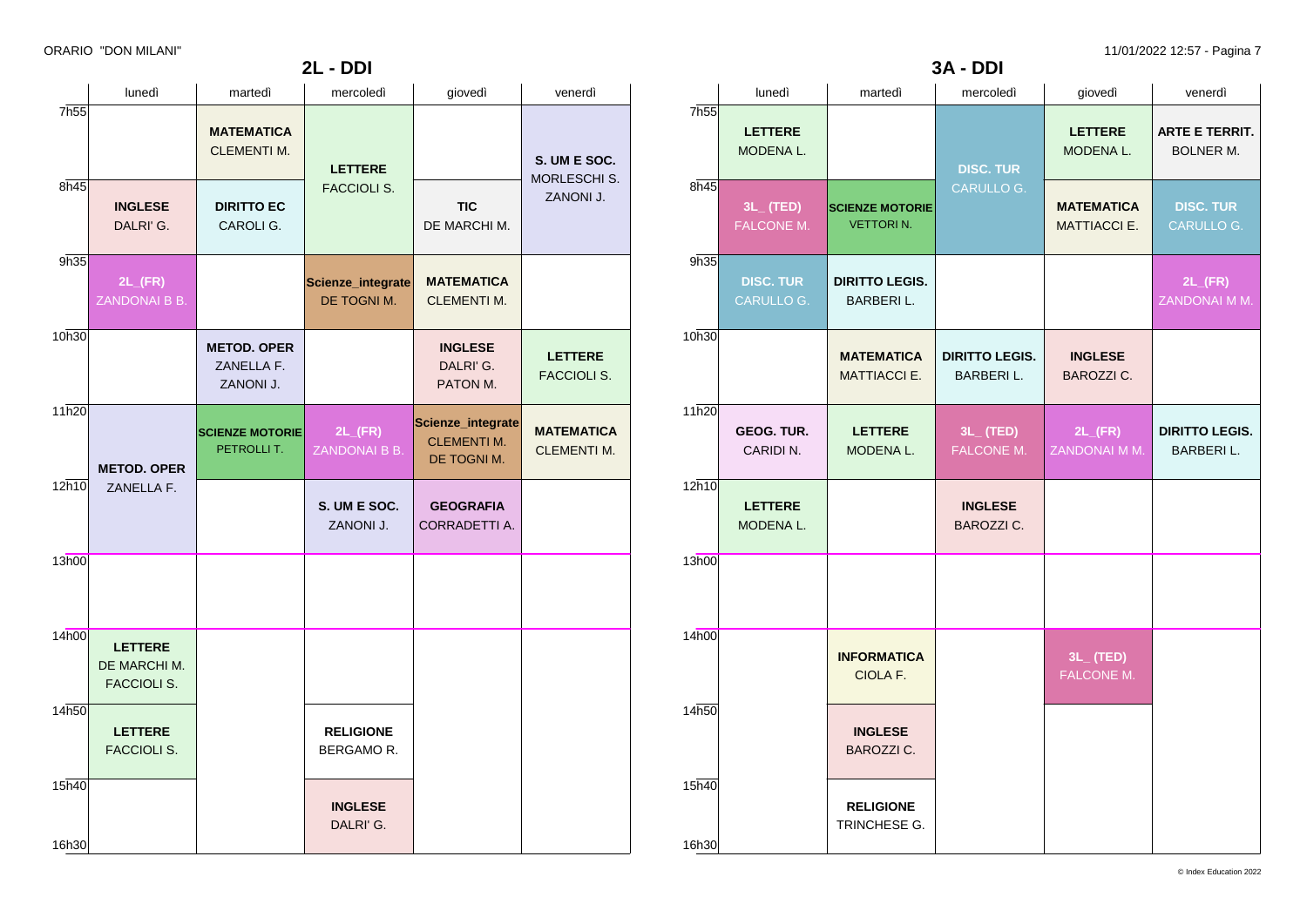ORARIO "DON MILANI"

11/01/2022 12:57

## 2L - DDI

| | lunedì | martedì | mercoledì | giovedì | venerdì |
|---|---|---|---|---|---|
| 7h55 | | **MATEMATICA** CLEMENTI M. | **LETTERE** FACCIOLI S. | | **S. UM E SOC.** MORLESCHI S. ZANONI J. |
| 8h45 | **INGLESE** DALRI' G. | **DIRITTO EC** CAROLI G. | | **TIC** DE MARCHI M. | |
| 9h35 | **2L_(FR)** ZANDONAI B B. | | **Scienze_integrate** DE TOGNI M. | **MATEMATICA** CLEMENTI M. | |
| 10h30 | | **METOD. OPER** ZANELLA F. ZANONI J. | | **INGLESE** DALRI' G. PATON M. | **LETTERE** FACCIOLI S. |
| 11h20 | **METOD. OPER** ZANELLA F. | **SCIENZE MOTORIE** PETROLLI T. | **2L_(FR)** ZANDONAI B B. | **Scienze_integrate** CLEMENTI M. DE TOGNI M. | **MATEMATICA** CLEMENTI M. |
| 12h10 | | | **S. UM E SOC.** ZANONI J. | **GEOGRAFIA** CORRADETTI A. | |
| 13h00 | | | | | |
| 14h00 | **LETTERE** DE MARCHI M. FACCIOLI S. | | | | |
| 14h50 | **LETTERE** FACCIOLI S. | | **RELIGIONE** BERGAMO R. | | |
| 15h40 | | | **INGLESE** DALRI' G. | | |
| 16h30 | | | | | |

## 3A - DDI

| | lunedì | martedì | mercoledì | giovedì | venerdì |
|---|---|---|---|---|---|
| 7h55 | **LETTERE** MODENA L. | | **DISC. TUR** CARULLO G. | **LETTERE** MODENA L. | **ARTE E TERRIT.** BOLNER M. |
| 8h45 | **3L_ (TED)** FALCONE M. | **SCIENZE MOTORIE** VETTORI N. | | **MATEMATICA** MATTIACCI E. | **DISC. TUR** CARULLO G. |
| 9h35 | **DISC. TUR** CARULLO G. | **DIRITTO LEGIS.** BARBERI L. | | | **2L_(FR)** ZANDONAI M M. |
| 10h30 | | **MATEMATICA** MATTIACCI E. | **DIRITTO LEGIS.** BARBERI L. | **INGLESE** BAROZZI C. | |
| 11h20 | **GEOG. TUR.** CARIDI N. | **LETTERE** MODENA L. | **3L_ (TED)** FALCONE M. | **2L_(FR)** ZANDONAI M M. | **DIRITTO LEGIS.** BARBERI L. |
| 12h10 | **LETTERE** MODENA L. | | **INGLESE** BAROZZI C. | | |
| 13h00 | | | | | |
| 14h00 | | **INFORMATICA** CIOLA F. | | **3L_ (TED)** FALCONE M. | |
| 14h50 | | **INGLESE** BAROZZI C. | | | |
| 15h40 | | **RELIGIONE** TRINCHESE G. | | | |
| 16h30 | | | | | |

© Index Education 2022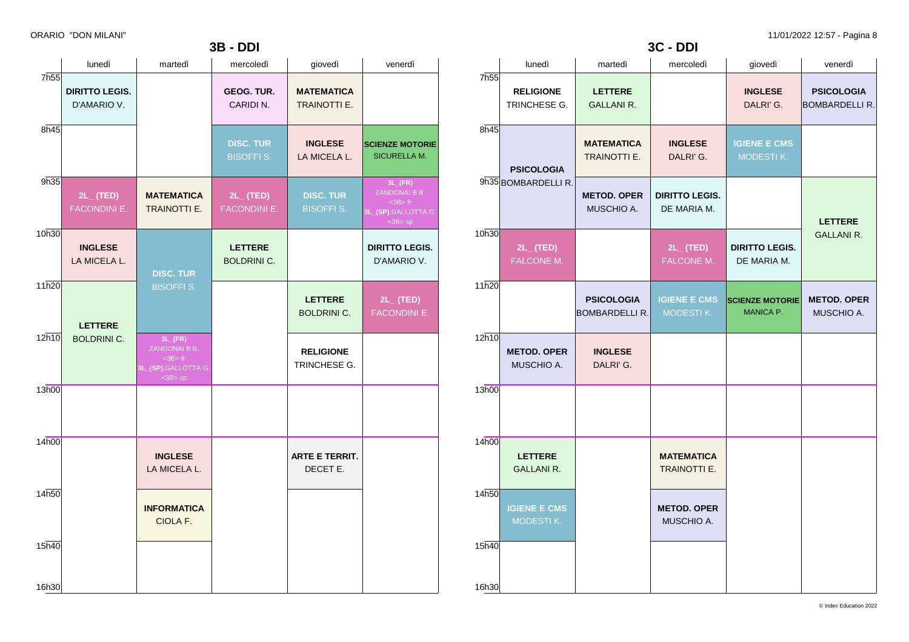ORARIO "DON MILANI"

## 3B - DDI

| | lunedì | martedì | mercoledì | giovedì | venerdì |
|---|---|---|---|---|---|
| 7h55 | **DIRITTO LEGIS.** D'AMARIO V. | | **GEOG. TUR.** CARIDI N. | **MATEMATICA** TRAINOTTI E. | |
| 8h45 | | | **DISC. TUR** BISOFFI S. | **INGLESE** LA MICELA L. | **SCIENZE MOTORIE** SICURELLA M. |
| 9h35 | **2L_ (TED)** FACONDINI E. | **MATEMATICA** TRAINOTTI E. | **2L_ (TED)** FACONDINI E. | **DISC. TUR** BISOFFI S. | **3L_(FR)** ZANDONAI B B. <3B> fr **3L_(SP)**,GALLOTTA G. <3B> sp |
| 10h30 | **INGLESE** LA MICELA L. | **DISC. TUR** BISOFFI S. | **LETTERE** BOLDRINI C. | | **DIRITTO LEGIS.** D'AMARIO V. |
| 11h20 | **LETTERE** BOLDRINI C. | **DISC. TUR** BISOFFI S. | | **LETTERE** BOLDRINI C. | **2L_ (TED)** FACONDINI E. |
| 12h10 | **LETTERE** BOLDRINI C. | **3L_(FR)** ZANDONAI B B. <3B> fr **3L_(SP)**,GALLOTTA G. <3B> sp | | **RELIGIONE** TRINCHESE G. | |
| 13h00 | | | | | |
| 14h00 | | **INGLESE** LA MICELA L. | | **ARTE E TERRIT.** DECET E. | |
| 14h50 | | **INFORMATICA** CIOLA F. | | | |
| 15h40 | | | | | |
| 16h30 | | | | | |

## 3C - DDI

| | lunedì | martedì | mercoledì | giovedì | venerdì |
|---|---|---|---|---|---|
| 7h55 | **RELIGIONE** TRINCHESE G. | **LETTERE** GALLANI R. | | **INGLESE** DALRI' G. | **PSICOLOGIA** BOMBARDELLI R. |
| 8h45 | **PSICOLOGIA** BOMBARDELLI R. | **MATEMATICA** TRAINOTTI E. | **INGLESE** DALRI' G. | **IGIENE E CMS** MODESTI K. | |
| 9h35 | **PSICOLOGIA** BOMBARDELLI R. | **METOD. OPER** MUSCHIO A. | **DIRITTO LEGIS.** DE MARIA M. | | **LETTERE** GALLANI R. |
| 10h30 | **2L_ (TED)** FALCONE M. | | **2L_ (TED)** FALCONE M. | **DIRITTO LEGIS.** DE MARIA M. | **LETTERE** GALLANI R. |
| 11h20 | | **PSICOLOGIA** BOMBARDELLI R. | **IGIENE E CMS** MODESTI K. | **SCIENZE MOTORIE** MANICA P. | **METOD. OPER** MUSCHIO A. |
| 12h10 | **METOD. OPER** MUSCHIO A. | **INGLESE** DALRI' G. | | | |
| 13h00 | | | | | |
| 14h00 | **LETTERE** GALLANI R. | | **MATEMATICA** TRAINOTTI E. | | |
| 14h50 | **IGIENE E CMS** MODESTI K. | | **METOD. OPER** MUSCHIO A. | | |
| 15h40 | | | | | |
| 16h30 | | | | | |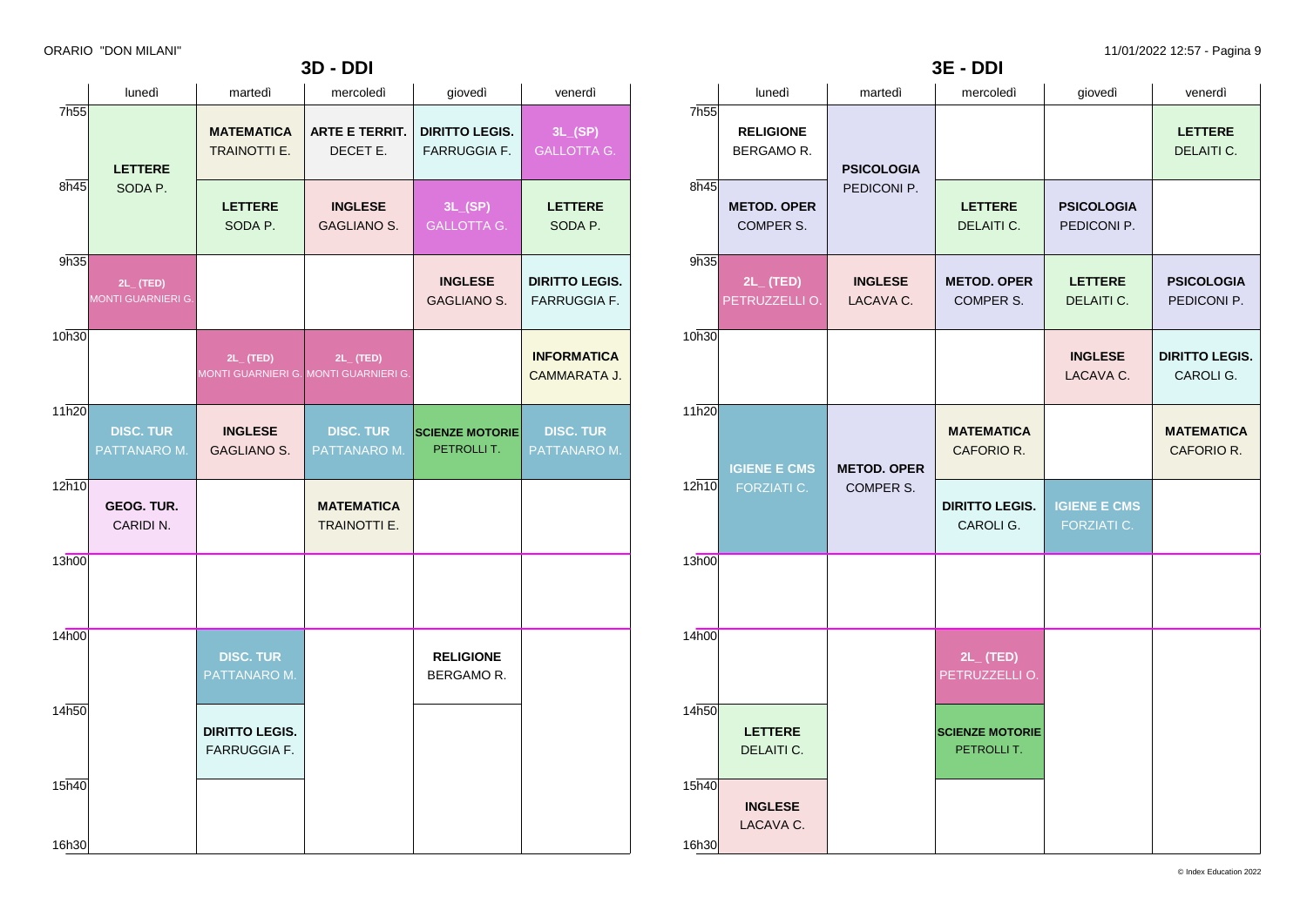ORARIO "DON MILANI"

## 3D - DDI

| | lunedì | martedì | mercoledì | giovedì | venerdì |
|---|---|---|---|---|---|
| 7h55 | **LETTERE** SODA P. | **MATEMATICA** TRAINOTTI E. | **ARTE E TERRIT.** DECET E. | **DIRITTO LEGIS.** FARRUGGIA F. | **3L_(SP)** GALLOTTA G. |
| 8h45 | **LETTERE** SODA P. | **LETTERE** SODA P. | **INGLESE** GAGLIANO S. | **3L_(SP)** GALLOTTA G. | **LETTERE** SODA P. |
| 9h35 | **2L_ (TED)** MONTI GUARNIERI G. | | | **INGLESE** GAGLIANO S. | **DIRITTO LEGIS.** FARRUGGIA F. |
| 10h30 | | **2L_ (TED)** MONTI GUARNIERI G. | **2L_ (TED)** MONTI GUARNIERI G. | | **INFORMATICA** CAMMARATA J. |
| 11h20 | **DISC. TUR** PATTANARO M. | **INGLESE** GAGLIANO S. | **DISC. TUR** PATTANARO M. | **SCIENZE MOTORIE** PETROLLI T. | **DISC. TUR** PATTANARO M. |
| 12h10 | **GEOG. TUR.** CARIDI N. | | **MATEMATICA** TRAINOTTI E. | | |
| 13h00 | | | | | |
| 14h00 | | **DISC. TUR** PATTANARO M. | | **RELIGIONE** BERGAMO R. | |
| 14h50 | | **DIRITTO LEGIS.** FARRUGGIA F. | | | |
| 15h40 | | | | | |
| 16h30 | | | | | |

## 3E - DDI

| | lunedì | martedì | mercoledì | giovedì | venerdì |
|---|---|---|---|---|---|
| 7h55 | **RELIGIONE** BERGAMO R. | **PSICOLOGIA** PEDICONI P. | | | **LETTERE** DELAITI C. |
| 8h45 | **METOD. OPER** COMPER S. | **PSICOLOGIA** PEDICONI P. | **LETTERE** DELAITI C. | **PSICOLOGIA** PEDICONI P. | |
| 9h35 | **2L_ (TED)** PETRUZZELLI O. | **INGLESE** LACAVA C. | **METOD. OPER** COMPER S. | **LETTERE** DELAITI C. | **PSICOLOGIA** PEDICONI P. |
| 10h30 | | | | **INGLESE** LACAVA C. | **DIRITTO LEGIS.** CAROLI G. |
| 11h20 | **IGIENE E CMS** FORZIATI C. | **METOD. OPER** COMPER S. | **MATEMATICA** CAFORIO R. | | **MATEMATICA** CAFORIO R. |
| 12h10 | **IGIENE E CMS** FORZIATI C. | **METOD. OPER** COMPER S. | **DIRITTO LEGIS.** CAROLI G. | **IGIENE E CMS** FORZIATI C. | |
| 13h00 | | | | | |
| 14h00 | | | **2L_ (TED)** PETRUZZELLI O. | | |
| 14h50 | **LETTERE** DELAITI C. | | **SCIENZE MOTORIE** PETROLLI T. | | |
| 15h40 | **INGLESE** LACAVA C. | | | | |
| 16h30 | | | | | |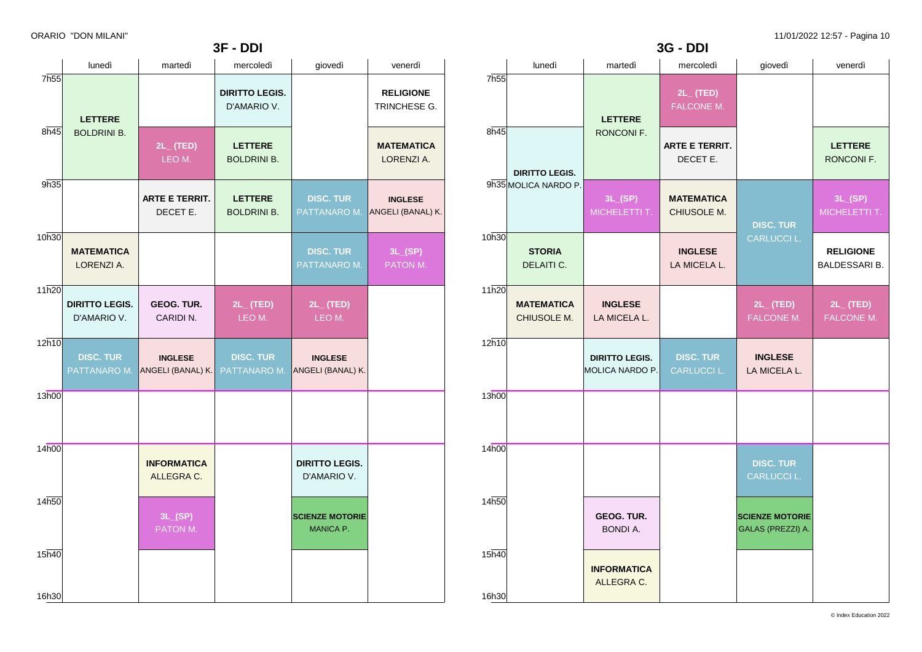ORARIO "DON MILANI"

## 3F - DDI

| | lunedì | martedì | mercoledì | giovedì | venerdì |
|---|---|---|---|---|---|
| 7h55 | **LETTERE** BOLDRINI B. | | **DIRITTO LEGIS.** D'AMARIO V. | | **RELIGIONE** TRINCHESE G. |
| 8h45 | **LETTERE** BOLDRINI B. | **2L_ (TED)** LEO M. | **LETTERE** BOLDRINI B. | | **MATEMATICA** LORENZI A. |
| 9h35 | | **ARTE E TERRIT.** DECET E. | **LETTERE** BOLDRINI B. | **DISC. TUR** PATTANARO M. | **INGLESE** ANGELI (BANAL) K. |
| 10h30 | **MATEMATICA** LORENZI A. | | | **DISC. TUR** PATTANARO M. | **3L_(SP)** PATON M. |
| 11h20 | **DIRITTO LEGIS.** D'AMARIO V. | **GEOG. TUR.** CARIDI N. | **2L_ (TED)** LEO M. | **2L_ (TED)** LEO M. | |
| 12h10 | **DISC. TUR** PATTANARO M. | **INGLESE** ANGELI (BANAL) K. | **DISC. TUR** PATTANARO M. | **INGLESE** ANGELI (BANAL) K. | |
| 13h00 | | | | | |
| 14h00 | | **INFORMATICA** ALLEGRA C. | | **DIRITTO LEGIS.** D'AMARIO V. | |
| 14h50 | | **3L_(SP)** PATON M. | | **SCIENZE MOTORIE** MANICA P. | |
| 15h40 | | | | | |
| 16h30 | | | | | |

## 3G - DDI

| | lunedì | martedì | mercoledì | giovedì | venerdì |
|---|---|---|---|---|---|
| 7h55 | | **LETTERE** RONCONI F. | **2L_ (TED)** FALCONE M. | | |
| 8h45 | **DIRITTO LEGIS.** MOLICA NARDO P. | **LETTERE** RONCONI F. | **ARTE E TERRIT.** DECET E. | | **LETTERE** RONCONI F. |
| 9h35 | **DIRITTO LEGIS.** MOLICA NARDO P. | **3L_(SP)** MICHELETTI T. | **MATEMATICA** CHIUSOLE M. | **DISC. TUR** CARLUCCI L. | **3L_(SP)** MICHELETTI T. |
| 10h30 | **STORIA** DELAITI C. | | **INGLESE** LA MICELA L. | **DISC. TUR** CARLUCCI L. | **RELIGIONE** BALDESSARI B. |
| 11h20 | **MATEMATICA** CHIUSOLE M. | **INGLESE** LA MICELA L. | | **2L_ (TED)** FALCONE M. | **2L_ (TED)** FALCONE M. |
| 12h10 | | **DIRITTO LEGIS.** MOLICA NARDO P. | **DISC. TUR** CARLUCCI L. | **INGLESE** LA MICELA L. | |
| 13h00 | | | | | |
| 14h00 | | | | **DISC. TUR** CARLUCCI L. | |
| 14h50 | | **GEOG. TUR.** BONDI A. | | **SCIENZE MOTORIE** GALAS (PREZZI) A. | |
| 15h40 | | **INFORMATICA** ALLEGRA C. | | | |
| 16h30 | | | | | |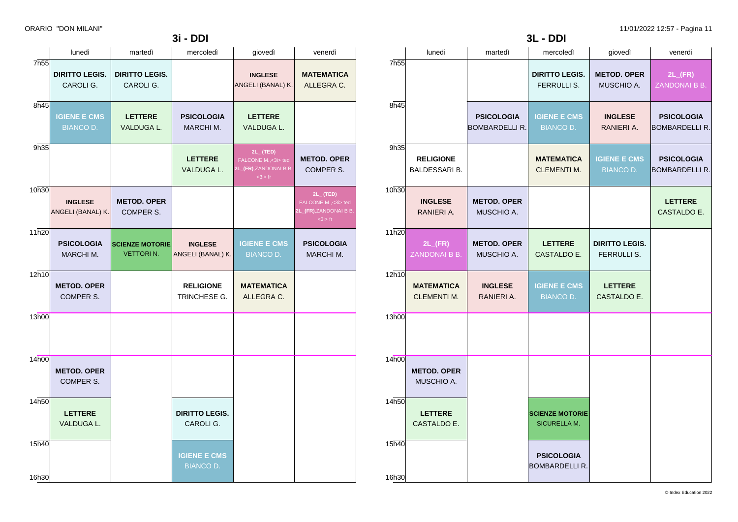ORARIO "DON MILANI"

## 3i - DDI

| | lunedì | martedì | mercoledì | giovedì | venerdì |
|---|---|---|---|---|---|
| 7h55 | **DIRITTO LEGIS.** CAROLI G. | **DIRITTO LEGIS.** CAROLI G. | | **INGLESE** ANGELI (BANAL) K. | **MATEMATICA** ALLEGRA C. |
| 8h45 | **IGIENE E CMS** BIANCO D. | **LETTERE** VALDUGA L. | **PSICOLOGIA** MARCHI M. | **LETTERE** VALDUGA L. | |
| 9h35 | | | **LETTERE** VALDUGA L. | **2L_(TED)** FALCONE M.,<3i> ted **2L_(FR)**,ZANDONAI B B. <3i> fr | **METOD. OPER** COMPER S. |
| 10h30 | **INGLESE** ANGELI (BANAL) K. | **METOD. OPER** COMPER S. | | | **2L_(TED)** FALCONE M.,<3i> ted **2L_(FR)**,ZANDONAI B B. <3i> fr |
| 11h20 | **PSICOLOGIA** MARCHI M. | **SCIENZE MOTORIE** VETTORI N. | **INGLESE** ANGELI (BANAL) K. | **IGIENE E CMS** BIANCO D. | **PSICOLOGIA** MARCHI M. |
| 12h10 | **METOD. OPER** COMPER S. | | **RELIGIONE** TRINCHESE G. | **MATEMATICA** ALLEGRA C. | |
| 13h00 | | | | | |
| 14h00 | **METOD. OPER** COMPER S. | | | | |
| 14h50 | **LETTERE** VALDUGA L. | | **DIRITTO LEGIS.** CAROLI G. | | |
| 15h40 | | | **IGIENE E CMS** BIANCO D. | | |
| 16h30 | | | | | |

## 3L - DDI

| | lunedì | martedì | mercoledì | giovedì | venerdì |
|---|---|---|---|---|---|
| 7h55 | | | **DIRITTO LEGIS.** FERRULLI S. | **METOD. OPER** MUSCHIO A. | **2L_(FR)** ZANDONAI B B. |
| 8h45 | | **PSICOLOGIA** BOMBARDELLI R. | **IGIENE E CMS** BIANCO D. | **INGLESE** RANIERI A. | **PSICOLOGIA** BOMBARDELLI R. |
| 9h35 | **RELIGIONE** BALDESSARI B. | | **MATEMATICA** CLEMENTI M. | **IGIENE E CMS** BIANCO D. | **PSICOLOGIA** BOMBARDELLI R. |
| 10h30 | **INGLESE** RANIERI A. | **METOD. OPER** MUSCHIO A. | | | **LETTERE** CASTALDO E. |
| 11h20 | **2L_(FR)** ZANDONAI B B. | **METOD. OPER** MUSCHIO A. | **LETTERE** CASTALDO E. | **DIRITTO LEGIS.** FERRULLI S. | |
| 12h10 | **MATEMATICA** CLEMENTI M. | **INGLESE** RANIERI A. | **IGIENE E CMS** BIANCO D. | **LETTERE** CASTALDO E. | |
| 13h00 | | | | | |
| 14h00 | **METOD. OPER** MUSCHIO A. | | | | |
| 14h50 | **LETTERE** CASTALDO E. | | **SCIENZE MOTORIE** SICURELLA M. | | |
| 15h40 | | | **PSICOLOGIA** BOMBARDELLI R. | | |
| 16h30 | | | | | |

© Index Education 2022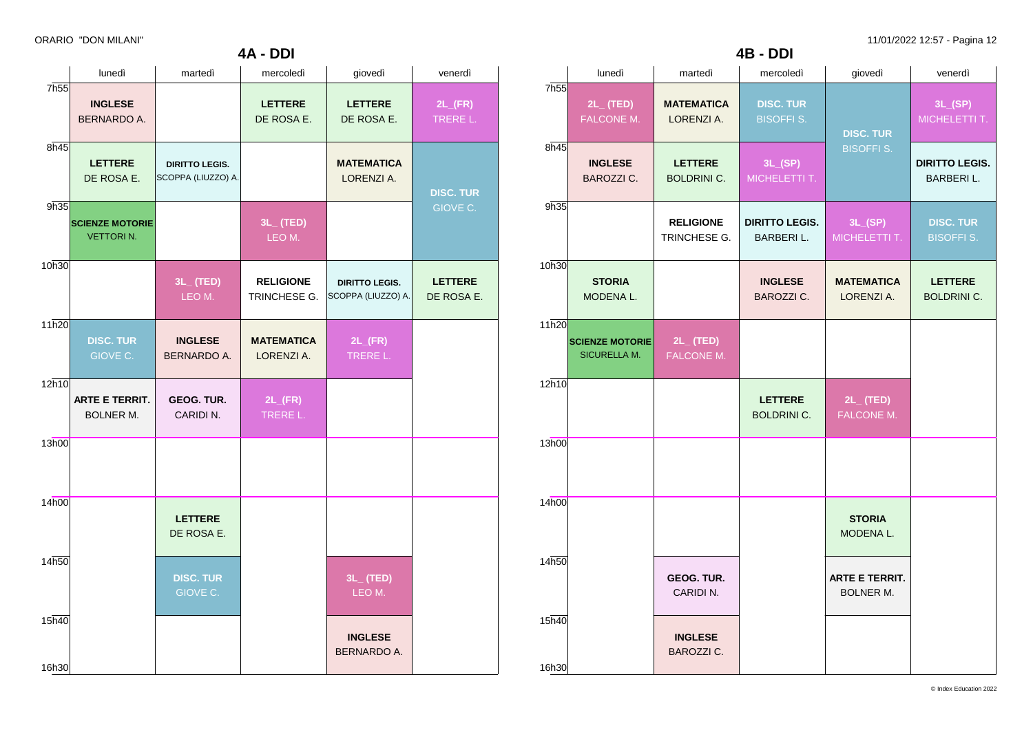ORARIO "DON MILANI"

## 4A - DDI

| | lunedì | martedì | mercoledì | giovedì | venerdì |
|---|---|---|---|---|---|
| 7h55 | **INGLESE** BERNARDO A. | | **LETTERE** DE ROSA E. | **LETTERE** DE ROSA E. | **2L_(FR)** TRERE L. |
| 8h45 | **LETTERE** DE ROSA E. | **DIRITTO LEGIS.** SCOPPA (LIUZZO) A. | | **MATEMATICA** LORENZI A. | **DISC. TUR** GIOVE C. |
| 9h35 | **SCIENZE MOTORIE** VETTORI N. | | **3L_ (TED)** LEO M. | | **DISC. TUR** GIOVE C. |
| 10h30 | | **3L_ (TED)** LEO M. | **RELIGIONE** TRINCHESE G. | **DIRITTO LEGIS.** SCOPPA (LIUZZO) A. | **LETTERE** DE ROSA E. |
| 11h20 | **DISC. TUR** GIOVE C. | **INGLESE** BERNARDO A. | **MATEMATICA** LORENZI A. | **2L_(FR)** TRERE L. | |
| 12h10 | **ARTE E TERRIT.** BOLNER M. | **GEOG. TUR.** CARIDI N. | **2L_(FR)** TRERE L. | | |
| 13h00 | | | | | |
| 14h00 | | **LETTERE** DE ROSA E. | | | |
| 14h50 | | **DISC. TUR** GIOVE C. | | **3L_ (TED)** LEO M. | |
| 15h40 | | | | **INGLESE** BERNARDO A. | |
| 16h30 | | | | | |

## 4B - DDI

| | lunedì | martedì | mercoledì | giovedì | venerdì |
|---|---|---|---|---|---|
| 7h55 | **2L_ (TED)** FALCONE M. | **MATEMATICA** LORENZI A. | **DISC. TUR** BISOFFI S. | **DISC. TUR** BISOFFI S. | **3L_(SP)** MICHELETTI T. |
| 8h45 | **INGLESE** BAROZZI C. | **LETTERE** BOLDRINI C. | **3L_(SP)** MICHELETTI T. | **DISC. TUR** BISOFFI S. | **DIRITTO LEGIS.** BARBERI L. |
| 9h35 | | **RELIGIONE** TRINCHESE G. | **DIRITTO LEGIS.** BARBERI L. | **3L_(SP)** MICHELETTI T. | **DISC. TUR** BISOFFI S. |
| 10h30 | **STORIA** MODENA L. | | **INGLESE** BAROZZI C. | **MATEMATICA** LORENZI A. | **LETTERE** BOLDRINI C. |
| 11h20 | **SCIENZE MOTORIE** SICURELLA M. | **2L_ (TED)** FALCONE M. | | | |
| 12h10 | | | **LETTERE** BOLDRINI C. | **2L_ (TED)** FALCONE M. | |
| 13h00 | | | | | |
| 14h00 | | | | **STORIA** MODENA L. | |
| 14h50 | | **GEOG. TUR.** CARIDI N. | | **ARTE E TERRIT.** BOLNER M. | |
| 15h40 | | **INGLESE** BAROZZI C. | | | |
| 16h30 | | | | | |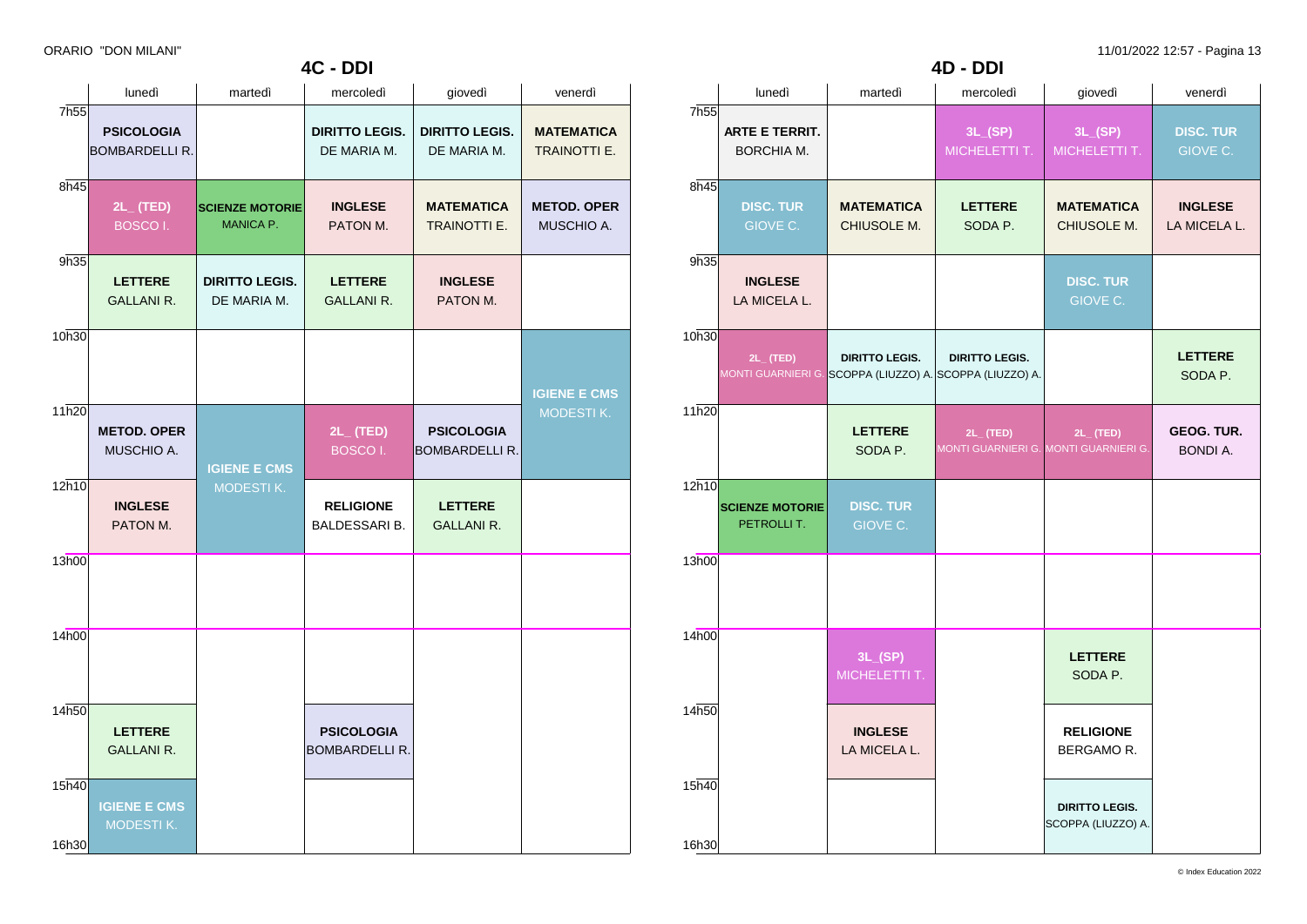ORARIO "DON MILANI"

## 4C - DDI

| | lunedì | martedì | mercoledì | giovedì | venerdì |
|---|---|---|---|---|---|
| 7h55 | **PSICOLOGIA** BOMBARDELLI R. | | **DIRITTO LEGIS.** DE MARIA M. | **DIRITTO LEGIS.** DE MARIA M. | **MATEMATICA** TRAINOTTI E. |
| 8h45 | **2L_ (TED)** BOSCO I. | **SCIENZE MOTORIE** MANICA P. | **INGLESE** PATON M. | **MATEMATICA** TRAINOTTI E. | **METOD. OPER** MUSCHIO A. |
| 9h35 | **LETTERE** GALLANI R. | **DIRITTO LEGIS.** DE MARIA M. | **LETTERE** GALLANI R. | **INGLESE** PATON M. | |
| 10h30 | | | | | **IGIENE E CMS** MODESTI K. |
| 11h20 | **METOD. OPER** MUSCHIO A. | **IGIENE E CMS** MODESTI K. | **2L_ (TED)** BOSCO I. | **PSICOLOGIA** BOMBARDELLI R. | **IGIENE E CMS** MODESTI K. |
| 12h10 | **INGLESE** PATON M. | **IGIENE E CMS** MODESTI K. | **RELIGIONE** BALDESSARI B. | **LETTERE** GALLANI R. | |
| 13h00 | | | | | |
| 14h00 | | | | | |
| 14h50 | **LETTERE** GALLANI R. | | **PSICOLOGIA** BOMBARDELLI R. | | |
| 15h40 | **IGIENE E CMS** MODESTI K. | | | | |
| 16h30 | | | | | |

## 4D - DDI

| | lunedì | martedì | mercoledì | giovedì | venerdì |
|---|---|---|---|---|---|
| 7h55 | **ARTE E TERRIT.** BORCHIA M. | | **3L_(SP)** MICHELETTI T. | **3L_(SP)** MICHELETTI T. | **DISC. TUR** GIOVE C. |
| 8h45 | **DISC. TUR** GIOVE C. | **MATEMATICA** CHIUSOLE M. | **LETTERE** SODA P. | **MATEMATICA** CHIUSOLE M. | **INGLESE** LA MICELA L. |
| 9h35 | **INGLESE** LA MICELA L. | | | **DISC. TUR** GIOVE C. | |
| 10h30 | **2L_ (TED)** MONTI GUARNIERI G. | **DIRITTO LEGIS.** SCOPPA (LIUZZO) A. | **DIRITTO LEGIS.** SCOPPA (LIUZZO) A. | | **LETTERE** SODA P. |
| 11h20 | | **LETTERE** SODA P. | **2L_ (TED)** MONTI GUARNIERI G. | **2L_ (TED)** MONTI GUARNIERI G. | **GEOG. TUR.** BONDI A. |
| 12h10 | **SCIENZE MOTORIE** PETROLLI T. | **DISC. TUR** GIOVE C. | | | |
| 13h00 | | | | | |
| 14h00 | | **3L_(SP)** MICHELETTI T. | | **LETTERE** SODA P. | |
| 14h50 | | **INGLESE** LA MICELA L. | | **RELIGIONE** BERGAMO R. | |
| 15h40 | | | | **DIRITTO LEGIS.** SCOPPA (LIUZZO) A. | |
| 16h30 | | | | | |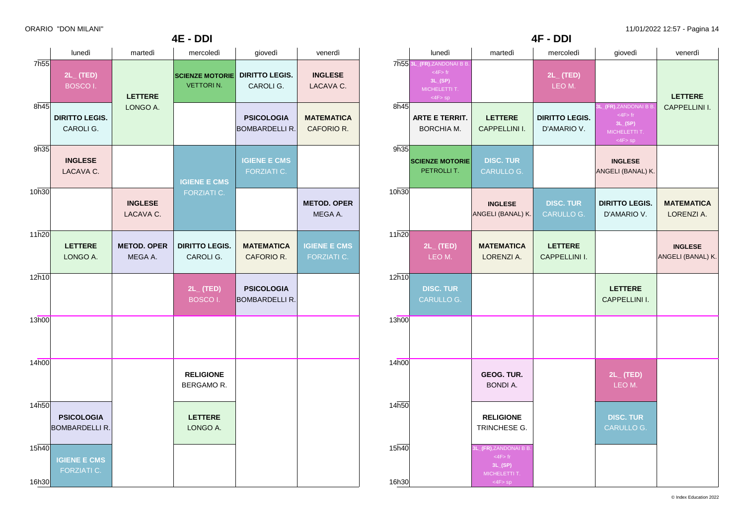ORARIO "DON MILANI"

## 4E - DDI

| | lunedì | martedì | mercoledì | giovedì | venerdì |
|---|---|---|---|---|---|
| 7h55 | **2L_ (TED)** BOSCO I. | **LETTERE** LONGO A. | **SCIENZE MOTORIE** VETTORI N. | **DIRITTO LEGIS.** CAROLI G. | **INGLESE** LACAVA C. |
| 8h45 | **DIRITTO LEGIS.** CAROLI G. | **LETTERE** LONGO A. | | **PSICOLOGIA** BOMBARDELLI R. | **MATEMATICA** CAFORIO R. |
| 9h35 | **INGLESE** LACAVA C. | | **IGIENE E CMS** FORZIATI C. | **IGIENE E CMS** FORZIATI C. | |
| 10h30 | | **INGLESE** LACAVA C. | **IGIENE E CMS** FORZIATI C. | | **METOD. OPER** MEGA A. |
| 11h20 | **LETTERE** LONGO A. | **METOD. OPER** MEGA A. | **DIRITTO LEGIS.** CAROLI G. | **MATEMATICA** CAFORIO R. | **IGIENE E CMS** FORZIATI C. |
| 12h10 | | | **2L_ (TED)** BOSCO I. | **PSICOLOGIA** BOMBARDELLI R. | |
| 13h00 | | | | | |
| 14h00 | | | **RELIGIONE** BERGAMO R. | | |
| 14h50 | **PSICOLOGIA** BOMBARDELLI R. | | **LETTERE** LONGO A. | | |
| 15h40 | **IGIENE E CMS** FORZIATI C. | | | | |
| 16h30 | | | | | |

## 4F - DDI

| | lunedì | martedì | mercoledì | giovedì | venerdì |
|---|---|---|---|---|---|
| 7h55 | **3L_(FR)**,ZANDONAI B B. <4F> fr **3L_(SP)** MICHELETTI T. <4F> sp | | **2L_ (TED)** LEO M. | | **LETTERE** CAPPELLINI I. |
| 8h45 | **ARTE E TERRIT.** BORCHIA M. | **LETTERE** CAPPELLINI I. | **DIRITTO LEGIS.** D'AMARIO V. | **3L_(FR)**,ZANDONAI B B. <4F> fr **3L_(SP)** MICHELETTI T. <4F> sp | **LETTERE** CAPPELLINI I. |
| 9h35 | **SCIENZE MOTORIE** PETROLLI T. | **DISC. TUR** CARULLO G. | | **INGLESE** ANGELI (BANAL) K. | |
| 10h30 | | **INGLESE** ANGELI (BANAL) K. | **DISC. TUR** CARULLO G. | **DIRITTO LEGIS.** D'AMARIO V. | **MATEMATICA** LORENZI A. |
| 11h20 | **2L_ (TED)** LEO M. | **MATEMATICA** LORENZI A. | **LETTERE** CAPPELLINI I. | | **INGLESE** ANGELI (BANAL) K. |
| 12h10 | **DISC. TUR** CARULLO G. | | | **LETTERE** CAPPELLINI I. | |
| 13h00 | | | | | |
| 14h00 | | **GEOG. TUR.** BONDI A. | | **2L_ (TED)** LEO M. | |
| 14h50 | | **RELIGIONE** TRINCHESE G. | | **DISC. TUR** CARULLO G. | |
| 15h40 | | **3L_(FR)**,ZANDONAI B B. <4F> fr **3L_(SP)** MICHELETTI T. <4F> sp | | | |
| 16h30 | | | | | |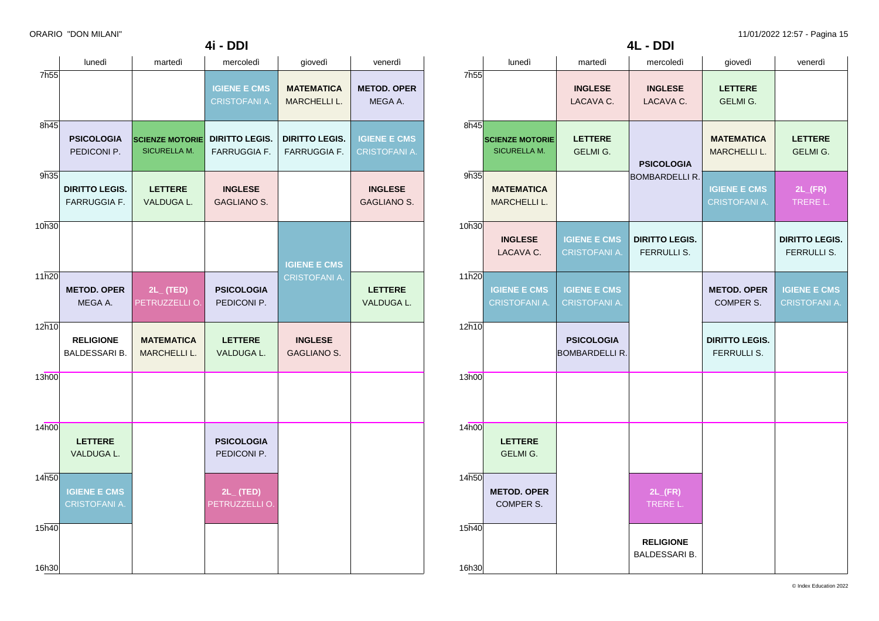ORARIO "DON MILANI"

## 4i - DDI

| | lunedì | martedì | mercoledì | giovedì | venerdì |
|---|---|---|---|---|---|
| 7h55 | | | **IGIENE E CMS** CRISTOFANI A. | **MATEMATICA** MARCHELLI L. | **METOD. OPER** MEGA A. |
| 8h45 | **PSICOLOGIA** PEDICONI P. | **SCIENZE MOTORIE** SICURELLA M. | **DIRITTO LEGIS.** FARRUGGIA F. | **DIRITTO LEGIS.** FARRUGGIA F. | **IGIENE E CMS** CRISTOFANI A. |
| 9h35 | **DIRITTO LEGIS.** FARRUGGIA F. | **LETTERE** VALDUGA L. | **INGLESE** GAGLIANO S. | | **INGLESE** GAGLIANO S. |
| 10h30 | | | | **IGIENE E CMS** CRISTOFANI A. | |
| 11h20 | **METOD. OPER** MEGA A. | **2L_ (TED)** PETRUZZELLI O. | **PSICOLOGIA** PEDICONI P. | **IGIENE E CMS** CRISTOFANI A. | **LETTERE** VALDUGA L. |
| 12h10 | **RELIGIONE** BALDESSARI B. | **MATEMATICA** MARCHELLI L. | **LETTERE** VALDUGA L. | **INGLESE** GAGLIANO S. | |
| 13h00 | | | | | |
| 14h00 | **LETTERE** VALDUGA L. | | **PSICOLOGIA** PEDICONI P. | | |
| 14h50 | **IGIENE E CMS** CRISTOFANI A. | | **2L_ (TED)** PETRUZZELLI O. | | |
| 15h40 | | | | | |
| 16h30 | | | | | |

## 4L - DDI

| | lunedì | martedì | mercoledì | giovedì | venerdì |
|---|---|---|---|---|---|
| 7h55 | | **INGLESE** LACAVA C. | **INGLESE** LACAVA C. | **LETTERE** GELMI G. | |
| 8h45 | **SCIENZE MOTORIE** SICURELLA M. | **LETTERE** GELMI G. | **PSICOLOGIA** BOMBARDELLI R. | **MATEMATICA** MARCHELLI L. | **LETTERE** GELMI G. |
| 9h35 | **MATEMATICA** MARCHELLI L. | | **PSICOLOGIA** BOMBARDELLI R. | **IGIENE E CMS** CRISTOFANI A. | **2L_(FR)** TRERE L. |
| 10h30 | **INGLESE** LACAVA C. | **IGIENE E CMS** CRISTOFANI A. | **DIRITTO LEGIS.** FERRULLI S. | | **DIRITTO LEGIS.** FERRULLI S. |
| 11h20 | **IGIENE E CMS** CRISTOFANI A. | **IGIENE E CMS** CRISTOFANI A. | | **METOD. OPER** COMPER S. | **IGIENE E CMS** CRISTOFANI A. |
| 12h10 | | **PSICOLOGIA** BOMBARDELLI R. | | **DIRITTO LEGIS.** FERRULLI S. | |
| 13h00 | | | | | |
| 14h00 | **LETTERE** GELMI G. | | | | |
| 14h50 | **METOD. OPER** COMPER S. | | **2L_(FR)** TRERE L. | | |
| 15h40 | | | **RELIGIONE** BALDESSARI B. | | |
| 16h30 | | | | | |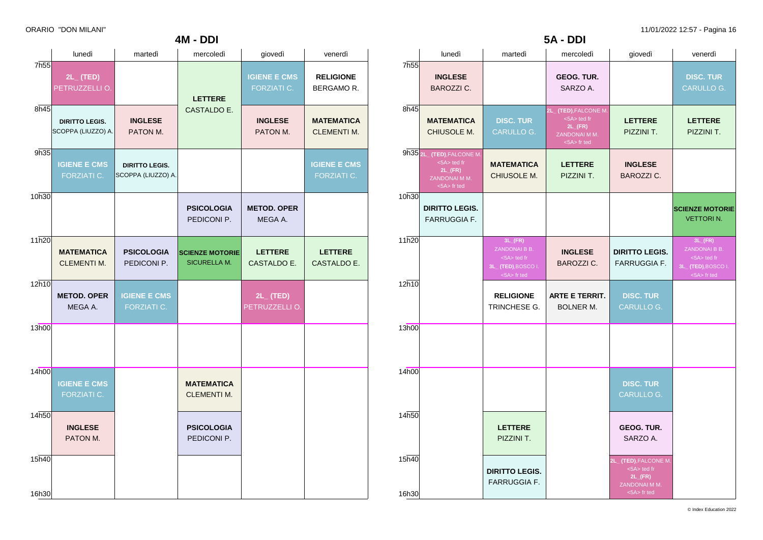ORARIO "DON MILANI"

## 4M - DDI

| | lunedì | martedì | mercoledì | giovedì | venerdì |
|---|---|---|---|---|---|
| 7h55 | **2L_ (TED)** PETRUZZELLI O. | | **LETTERE** CASTALDO E. | **IGIENE E CMS** FORZIATI C. | **RELIGIONE** BERGAMO R. |
| 8h45 | **DIRITTO LEGIS.** SCOPPA (LIUZZO) A. | **INGLESE** PATON M. | | **INGLESE** PATON M. | **MATEMATICA** CLEMENTI M. |
| 9h35 | **IGIENE E CMS** FORZIATI C. | **DIRITTO LEGIS.** SCOPPA (LIUZZO) A. | | | **IGIENE E CMS** FORZIATI C. |
| 10h30 | | | **PSICOLOGIA** PEDICONI P. | **METOD. OPER** MEGA A. | |
| 11h20 | **MATEMATICA** CLEMENTI M. | **PSICOLOGIA** PEDICONI P. | **SCIENZE MOTORIE** SICURELLA M. | **LETTERE** CASTALDO E. | **LETTERE** CASTALDO E. |
| 12h10 | **METOD. OPER** MEGA A. | **IGIENE E CMS** FORZIATI C. | | **2L_ (TED)** PETRUZZELLI O. | |
| 13h00 | | | | | |
| 14h00 | **IGIENE E CMS** FORZIATI C. | | **MATEMATICA** CLEMENTI M. | | |
| 14h50 | **INGLESE** PATON M. | | **PSICOLOGIA** PEDICONI P. | | |
| 15h40 | | | | | |
| 16h30 | | | | | |

## 5A - DDI

| | lunedì | martedì | mercoledì | giovedì | venerdì |
|---|---|---|---|---|---|
| 7h55 | **INGLESE** BAROZZI C. | | **GEOG. TUR.** SARZO A. | | **DISC. TUR** CARULLO G. |
| 8h45 | **MATEMATICA** CHIUSOLE M. | **DISC. TUR** CARULLO G. | **2L_ (TED)**, FALCONE M. <5A> ted fr **2L_(FR)** ZANDONAI M M. <5A> fr ted | **LETTERE** PIZZINI T. | **LETTERE** PIZZINI T. |
| 9h35 | **2L_ (TED)**, FALCONE M. <5A> ted fr **2L_(FR)** ZANDONAI M M. <5A> fr ted | **MATEMATICA** CHIUSOLE M. | **LETTERE** PIZZINI T. | **INGLESE** BAROZZI C. | |
| 10h30 | **DIRITTO LEGIS.** FARRUGGIA F. | | | | **SCIENZE MOTORIE** VETTORI N. |
| 11h20 | | **3L_(FR)** ZANDONAI B B. <5A> ted fr **3L_ (TED)**, BOSCO I. <5A> fr ted | **INGLESE** BAROZZI C. | **DIRITTO LEGIS.** FARRUGGIA F. | **3L_(FR)** ZANDONAI B B. <5A> ted fr **3L_ (TED)**, BOSCO I. <5A> fr ted |
| 12h10 | | **RELIGIONE** TRINCHESE G. | **ARTE E TERRIT.** BOLNER M. | **DISC. TUR** CARULLO G. | |
| 13h00 | | | | | |
| 14h00 | | | | **DISC. TUR** CARULLO G. | |
| 14h50 | | **LETTERE** PIZZINI T. | | **GEOG. TUR.** SARZO A. | |
| 15h40 | | **DIRITTO LEGIS.** FARRUGGIA F. | | **2L_ (TED)**, FALCONE M. <5A> ted fr **2L_(FR)** ZANDONAI M M. <5A> fr ted | |
| 16h30 | | | | | |

© Index Education 2022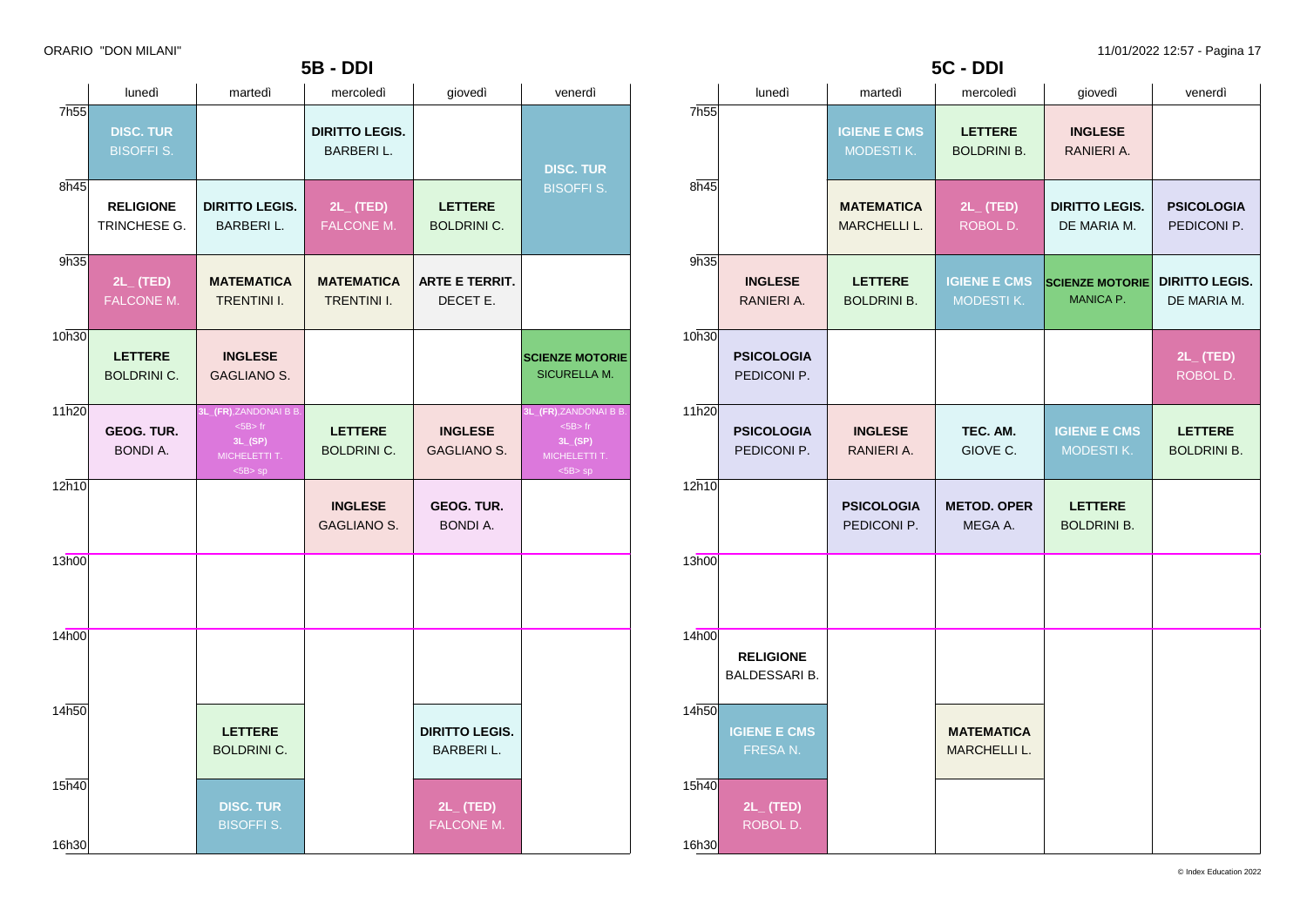ORARIO "DON MILANI"

## 5B - DDI

| | lunedì | martedì | mercoledì | giovedì | venerdì |
|---|---|---|---|---|---|
| 7h55 | **DISC. TUR** BISOFFI S. | | **DIRITTO LEGIS.** BARBERI L. | | **DISC. TUR** BISOFFI S. |
| 8h45 | **RELIGIONE** TRINCHESE G. | **DIRITTO LEGIS.** BARBERI L. | **2L_ (TED)** FALCONE M. | **LETTERE** BOLDRINI C. | **DISC. TUR** BISOFFI S. |
| 9h35 | **2L_ (TED)** FALCONE M. | **MATEMATICA** TRENTINI I. | **MATEMATICA** TRENTINI I. | **ARTE E TERRIT.** DECET E. | |
| 10h30 | **LETTERE** BOLDRINI C. | **INGLESE** GAGLIANO S. | | | **SCIENZE MOTORIE** SICURELLA M. |
| 11h20 | **GEOG. TUR.** BONDI A. | 3L_(FR),ZANDONAI B B. <5B> fr 3L_(SP) MICHELETTI T. <5B> sp | **LETTERE** BOLDRINI C. | **INGLESE** GAGLIANO S. | 3L_(FR),ZANDONAI B B. <5B> fr 3L_(SP) MICHELETTI T. <5B> sp |
| 12h10 | | | **INGLESE** GAGLIANO S. | **GEOG. TUR.** BONDI A. | |
| 13h00 | | | | | |
| 14h00 | | | | | |
| 14h50 | | **LETTERE** BOLDRINI C. | | **DIRITTO LEGIS.** BARBERI L. | |
| 15h40 | | **DISC. TUR** BISOFFI S. | | **2L_ (TED)** FALCONE M. | |
| 16h30 | | | | | |

## 5C - DDI

| | lunedì | martedì | mercoledì | giovedì | venerdì |
|---|---|---|---|---|---|
| 7h55 | | **IGIENE E CMS** MODESTI K. | **LETTERE** BOLDRINI B. | **INGLESE** RANIERI A. | |
| 8h45 | | **MATEMATICA** MARCHELLI L. | **2L_ (TED)** ROBOL D. | **DIRITTO LEGIS.** DE MARIA M. | **PSICOLOGIA** PEDICONI P. |
| 9h35 | **INGLESE** RANIERI A. | **LETTERE** BOLDRINI B. | **IGIENE E CMS** MODESTI K. | **SCIENZE MOTORIE** MANICA P. | **DIRITTO LEGIS.** DE MARIA M. |
| 10h30 | **PSICOLOGIA** PEDICONI P. | | | | **2L_ (TED)** ROBOL D. |
| 11h20 | **PSICOLOGIA** PEDICONI P. | **INGLESE** RANIERI A. | **TEC. AM.** GIOVE C. | **IGIENE E CMS** MODESTI K. | **LETTERE** BOLDRINI B. |
| 12h10 | | **PSICOLOGIA** PEDICONI P. | **METOD. OPER** MEGA A. | **LETTERE** BOLDRINI B. | |
| 13h00 | | | | | |
| 14h00 | **RELIGIONE** BALDESSARI B. | | | | |
| 14h50 | **IGIENE E CMS** FRESA N. | | **MATEMATICA** MARCHELLI L. | | |
| 15h40 | **2L_ (TED)** ROBOL D. | | | | |
| 16h30 | | | | | |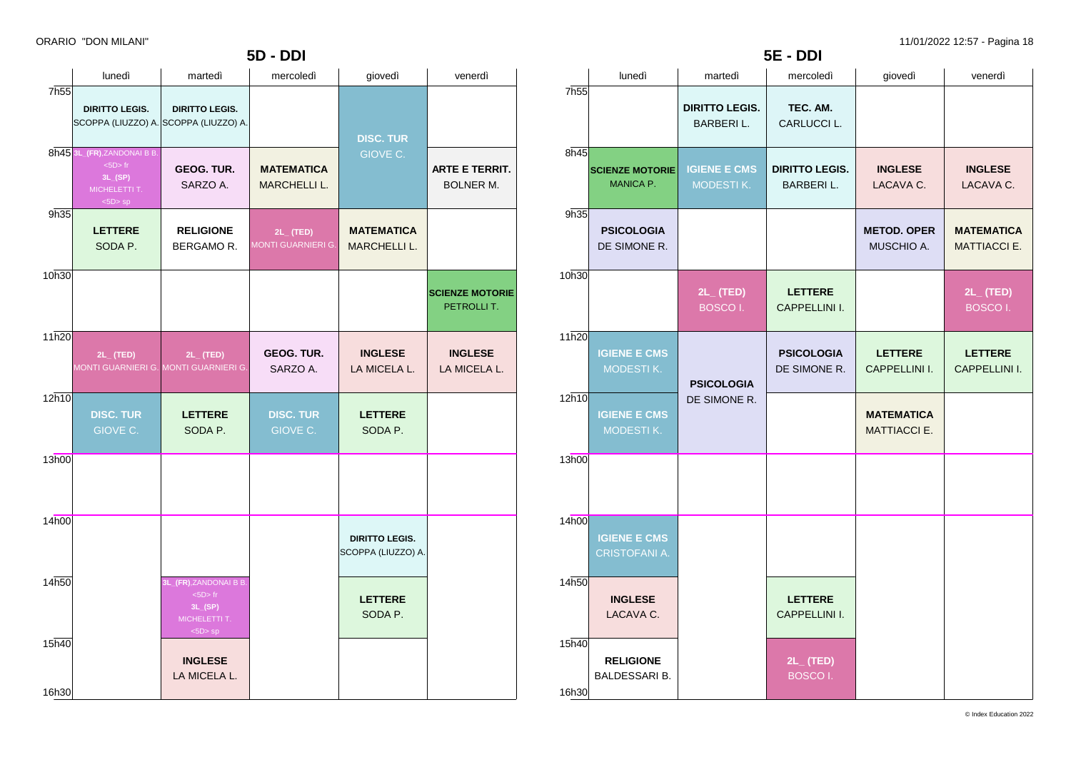ORARIO "DON MILANI"

11/01/2022 12:57

## 5D - DDI

| | lunedì | martedì | mercoledì | giovedì | venerdì |
|---|---|---|---|---|---|
| 7h55 | **DIRITTO LEGIS.** SCOPPA (LIUZZO) A. | **DIRITTO LEGIS.** SCOPPA (LIUZZO) A. | | **DISC. TUR** GIOVE C. | |
| 8h45 | **3L_(FR)**,ZANDONAI B B. <5D> fr **3L_(SP)** MICHELETTI T. <5D> sp | **GEOG. TUR.** SARZO A. | **MATEMATICA** MARCHELLI L. | **DISC. TUR** GIOVE C. | **ARTE E TERRIT.** BOLNER M. |
| 9h35 | **LETTERE** SODA P. | **RELIGIONE** BERGAMO R. | **2L_(TED)** MONTI GUARNIERI G. | **MATEMATICA** MARCHELLI L. | |
| 10h30 | | | | | **SCIENZE MOTORIE** PETROLLI T. |
| 11h20 | **2L_(TED)** MONTI GUARNIERI G. | **2L_(TED)** MONTI GUARNIERI G. | **GEOG. TUR.** SARZO A. | **INGLESE** LA MICELA L. | **INGLESE** LA MICELA L. |
| 12h10 | **DISC. TUR** GIOVE C. | **LETTERE** SODA P. | **DISC. TUR** GIOVE C. | **LETTERE** SODA P. | |
| 13h00 | | | | | |
| 14h00 | | | | **DIRITTO LEGIS.** SCOPPA (LIUZZO) A. | |
| 14h50 | | **3L_(FR)**,ZANDONAI B B. <5D> fr **3L_(SP)** MICHELETTI T. <5D> sp | | **LETTERE** SODA P. | |
| 15h40 | | **INGLESE** LA MICELA L. | | | |
| 16h30 | | | | | |

## 5E - DDI

| | lunedì | martedì | mercoledì | giovedì | venerdì |
|---|---|---|---|---|---|
| 7h55 | | **DIRITTO LEGIS.** BARBERI L. | **TEC. AM.** CARLUCCI L. | | |
| 8h45 | **SCIENZE MOTORIE** MANICA P. | **IGIENE E CMS** MODESTI K. | **DIRITTO LEGIS.** BARBERI L. | **INGLESE** LACAVA C. | **INGLESE** LACAVA C. |
| 9h35 | **PSICOLOGIA** DE SIMONE R. | | | **METOD. OPER** MUSCHIO A. | **MATEMATICA** MATTIACCI E. |
| 10h30 | | **2L_(TED)** BOSCO I. | **LETTERE** CAPPELLINI I. | | **2L_(TED)** BOSCO I. |
| 11h20 | **IGIENE E CMS** MODESTI K. | **PSICOLOGIA** DE SIMONE R. | **PSICOLOGIA** DE SIMONE R. | **LETTERE** CAPPELLINI I. | **LETTERE** CAPPELLINI I. |
| 12h10 | **IGIENE E CMS** MODESTI K. | **PSICOLOGIA** DE SIMONE R. | | **MATEMATICA** MATTIACCI E. | |
| 13h00 | | | | | |
| 14h00 | **IGIENE E CMS** CRISTOFANI A. | | | | |
| 14h50 | **INGLESE** LACAVA C. | | **LETTERE** CAPPELLINI I. | | |
| 15h40 | **RELIGIONE** BALDESSARI B. | | **2L_(TED)** BOSCO I. | | |
| 16h30 | | | | | |

© Index Education 2022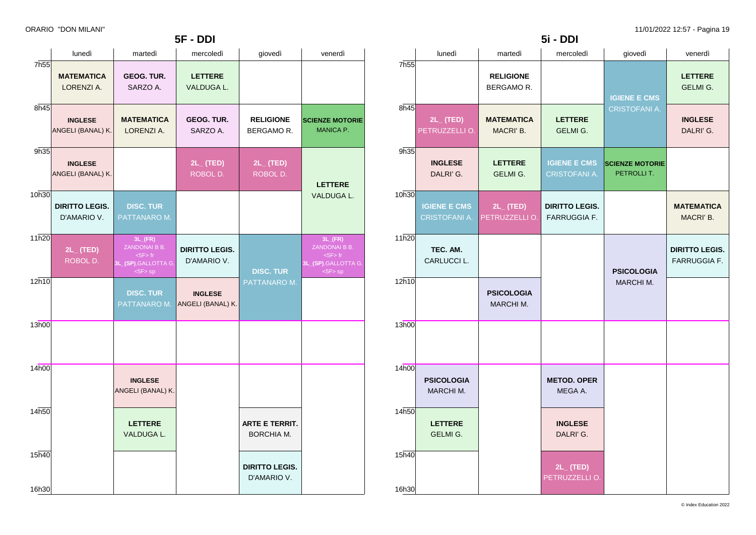ORARIO "DON MILANI"

## 5F - DDI

| | lunedì | martedì | mercoledì | giovedì | venerdì |
|---|---|---|---|---|---|
| 7h55 | **MATEMATICA** LORENZI A. | **GEOG. TUR.** SARZO A. | **LETTERE** VALDUGA L. | | |
| 8h45 | **INGLESE** ANGELI (BANAL) K. | **MATEMATICA** LORENZI A. | **GEOG. TUR.** SARZO A. | **RELIGIONE** BERGAMO R. | **SCIENZE MOTORIE** MANICA P. |
| 9h35 | **INGLESE** ANGELI (BANAL) K. | | **2L_ (TED)** ROBOL D. | **2L_ (TED)** ROBOL D. | **LETTERE** VALDUGA L. |
| 10h30 | **DIRITTO LEGIS.** D'AMARIO V. | **DISC. TUR** PATTANARO M. | | | **LETTERE** VALDUGA L. |
| 11h20 | **2L_ (TED)** ROBOL D. | 3L_(FR) ZANDONAI B B. <5F> fr 3L_(SP),GALLOTTA G. <5F> sp | **DIRITTO LEGIS.** D'AMARIO V. | **DISC. TUR** PATTANARO M. | 3L_(FR) ZANDONAI B B. <5F> fr 3L_(SP),GALLOTTA G. <5F> sp |
| 12h10 | | **DISC. TUR** PATTANARO M. | **INGLESE** ANGELI (BANAL) K. | **DISC. TUR** PATTANARO M. | |
| 13h00 | | | | | |
| 14h00 | | **INGLESE** ANGELI (BANAL) K. | | | |
| 14h50 | | **LETTERE** VALDUGA L. | | **ARTE E TERRIT.** BORCHIA M. | |
| 15h40 | | | | **DIRITTO LEGIS.** D'AMARIO V. | |
| 16h30 | | | | | |

## 5i - DDI

| | lunedì | martedì | mercoledì | giovedì | venerdì |
|---|---|---|---|---|---|
| 7h55 | | **RELIGIONE** BERGAMO R. | | **IGIENE E CMS** CRISTOFANI A. | **LETTERE** GELMI G. |
| 8h45 | **2L_ (TED)** PETRUZZELLI O. | **MATEMATICA** MACRI' B. | **LETTERE** GELMI G. | **IGIENE E CMS** CRISTOFANI A. | **INGLESE** DALRI' G. |
| 9h35 | **INGLESE** DALRI' G. | **LETTERE** GELMI G. | **IGIENE E CMS** CRISTOFANI A. | **SCIENZE MOTORIE** PETROLLI T. | |
| 10h30 | **IGIENE E CMS** CRISTOFANI A. | **2L_ (TED)** PETRUZZELLI O. | **DIRITTO LEGIS.** FARRUGGIA F. | | **MATEMATICA** MACRI' B. |
| 11h20 | **TEC. AM.** CARLUCCI L. | | | **PSICOLOGIA** MARCHI M. | **DIRITTO LEGIS.** FARRUGGIA F. |
| 12h10 | | **PSICOLOGIA** MARCHI M. | | **PSICOLOGIA** MARCHI M. | |
| 13h00 | | | | | |
| 14h00 | **PSICOLOGIA** MARCHI M. | | **METOD. OPER** MEGA A. | | |
| 14h50 | **LETTERE** GELMI G. | | **INGLESE** DALRI' G. | | |
| 15h40 | | | **2L_ (TED)** PETRUZZELLI O. | | |
| 16h30 | | | | | |

© Index Education 2022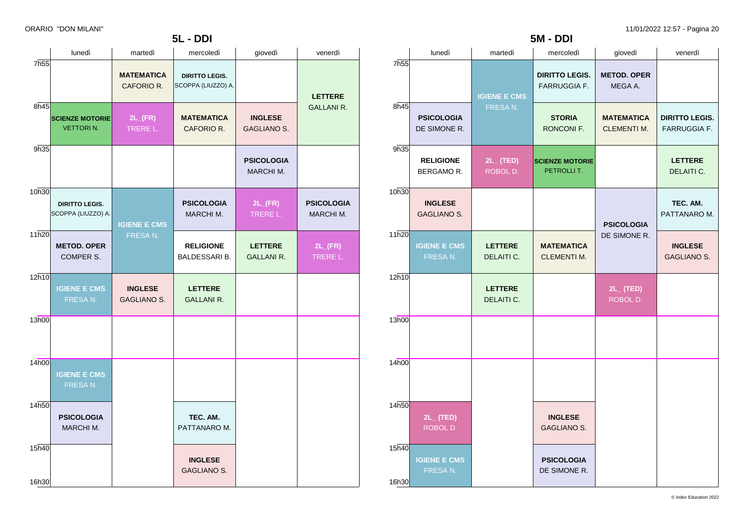ORARIO "DON MILANI"

## 5L - DDI

| | lunedì | martedì | mercoledì | giovedì | venerdì |
|---|---|---|---|---|---|
| 7h55 | | **MATEMATICA** CAFORIO R. | **DIRITTO LEGIS.** SCOPPA (LIUZZO) A. | | **LETTERE** GALLANI R. |
| 8h45 | **SCIENZE MOTORIE** VETTORI N. | **2L_(FR)** TRERE L. | **MATEMATICA** CAFORIO R. | **INGLESE** GAGLIANO S. | **LETTERE** GALLANI R. |
| 9h35 | | | | **PSICOLOGIA** MARCHI M. | |
| 10h30 | **DIRITTO LEGIS.** SCOPPA (LIUZZO) A. | **IGIENE E CMS** FRESA N. | **PSICOLOGIA** MARCHI M. | **2L_(FR)** TRERE L. | **PSICOLOGIA** MARCHI M. |
| 11h20 | **METOD. OPER** COMPER S. | **IGIENE E CMS** FRESA N. | **RELIGIONE** BALDESSARI B. | **LETTERE** GALLANI R. | **2L_(FR)** TRERE L. |
| 12h10 | **IGIENE E CMS** FRESA N. | **INGLESE** GAGLIANO S. | **LETTERE** GALLANI R. | | |
| 13h00 | | | | | |
| 14h00 | **IGIENE E CMS** FRESA N. | | | | |
| 14h50 | **PSICOLOGIA** MARCHI M. | | **TEC. AM.** PATTANARO M. | | |
| 15h40 | | | **INGLESE** GAGLIANO S. | | |
| 16h30 | | | | | |

## 5M - DDI

| | lunedì | martedì | mercoledì | giovedì | venerdì |
|---|---|---|---|---|---|
| 7h55 | | **IGIENE E CMS** FRESA N. | **DIRITTO LEGIS.** FARRUGGIA F. | **METOD. OPER** MEGA A. | |
| 8h45 | **PSICOLOGIA** DE SIMONE R. | **IGIENE E CMS** FRESA N. | **STORIA** RONCONI F. | **MATEMATICA** CLEMENTI M. | **DIRITTO LEGIS.** FARRUGGIA F. |
| 9h35 | **RELIGIONE** BERGAMO R. | **2L_ (TED)** ROBOL D. | **SCIENZE MOTORIE** PETROLLI T. | | **LETTERE** DELAITI C. |
| 10h30 | **INGLESE** GAGLIANO S. | | | **PSICOLOGIA** DE SIMONE R. | **TEC. AM.** PATTANARO M. |
| 11h20 | **IGIENE E CMS** FRESA N. | **LETTERE** DELAITI C. | **MATEMATICA** CLEMENTI M. | **PSICOLOGIA** DE SIMONE R. | **INGLESE** GAGLIANO S. |
| 12h10 | | **LETTERE** DELAITI C. | | **2L_ (TED)** ROBOL D. | |
| 13h00 | | | | | |
| 14h00 | | | | | |
| 14h50 | **2L_ (TED)** ROBOL D. | | **INGLESE** GAGLIANO S. | | |
| 15h40 | **IGIENE E CMS** FRESA N. | | **PSICOLOGIA** DE SIMONE R. | | |
| 16h30 | | | | | |

© Index Education 2022